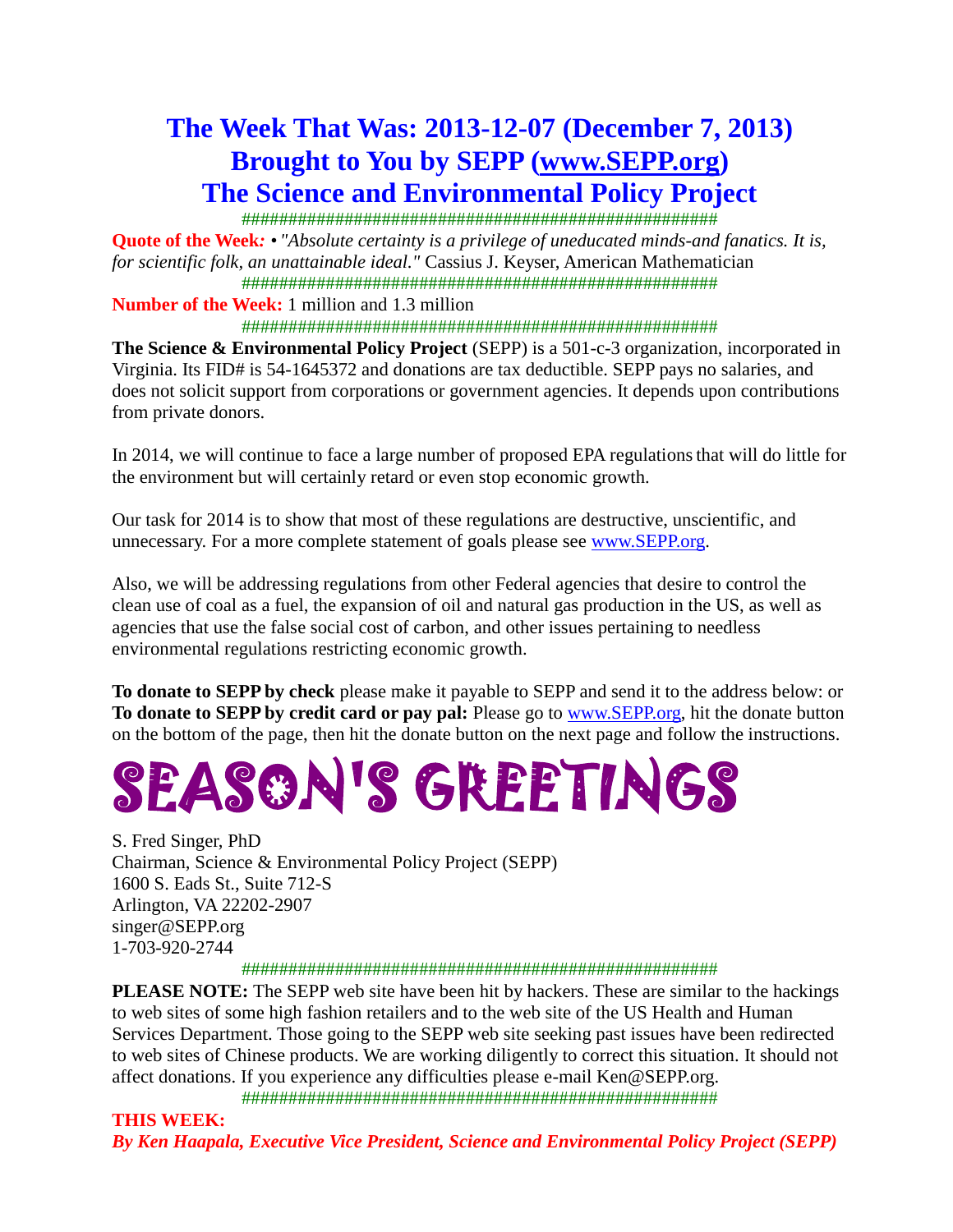# The Week That Was: 2013-12-07 (December 7, 2013)
# Brought to You by SEPP (www.SEPP.org)
# The Science and Environmental Policy Project

###################################################

**Quote of the Week:** *• "Absolute certainty is a privilege of uneducated minds-and fanatics. It is, for scientific folk, an unattainable ideal."* Cassius J. Keyser, American Mathematician

###################################################

**Number of the Week:** 1 million and 1.3 million

###################################################

**The Science & Environmental Policy Project** (SEPP) is a 501-c-3 organization, incorporated in Virginia. Its FID# is 54-1645372 and donations are tax deductible. SEPP pays no salaries, and does not solicit support from corporations or government agencies. It depends upon contributions from private donors.

In 2014, we will continue to face a large number of proposed EPA regulations that will do little for the environment but will certainly retard or even stop economic growth.

Our task for 2014 is to show that most of these regulations are destructive, unscientific, and unnecessary. For a more complete statement of goals please see www.SEPP.org.

Also, we will be addressing regulations from other Federal agencies that desire to control the clean use of coal as a fuel, the expansion of oil and natural gas production in the US, as well as agencies that use the false social cost of carbon, and other issues pertaining to needless environmental regulations restricting economic growth.

**To donate to SEPP by check** please make it payable to SEPP and send it to the address below: or
**To donate to SEPP by credit card or pay pal:** Please go to www.SEPP.org, hit the donate button on the bottom of the page, then hit the donate button on the next page and follow the instructions.

# SEASON'S GREETINGS

S. Fred Singer, PhD
Chairman, Science & Environmental Policy Project (SEPP)
1600 S. Eads St., Suite 712-S
Arlington, VA 22202-2907
singer@SEPP.org
1-703-920-2744

###################################################

**PLEASE NOTE:** The SEPP web site have been hit by hackers. These are similar to the hackings to web sites of some high fashion retailers and to the web site of the US Health and Human Services Department. Those going to the SEPP web site seeking past issues have been redirected to web sites of Chinese products. We are working diligently to correct this situation. It should not affect donations. If you experience any difficulties please e-mail Ken@SEPP.org.

###################################################

**THIS WEEK:**

***By Ken Haapala, Executive Vice President, Science and Environmental Policy Project (SEPP)***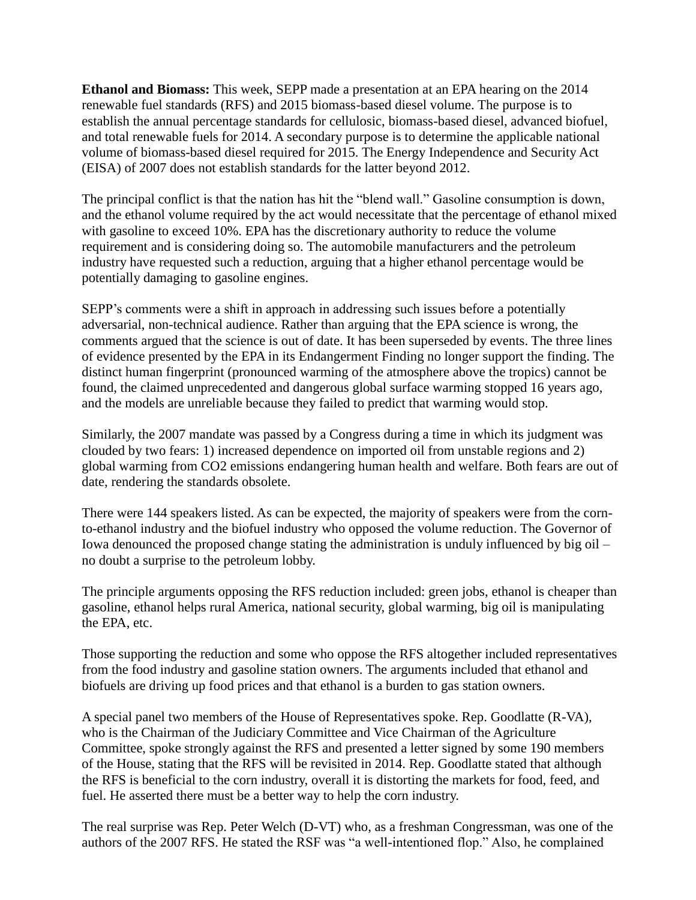**Ethanol and Biomass:** This week, SEPP made a presentation at an EPA hearing on the 2014 renewable fuel standards (RFS) and 2015 biomass-based diesel volume. The purpose is to establish the annual percentage standards for cellulosic, biomass-based diesel, advanced biofuel, and total renewable fuels for 2014. A secondary purpose is to determine the applicable national volume of biomass-based diesel required for 2015. The Energy Independence and Security Act (EISA) of 2007 does not establish standards for the latter beyond 2012.

The principal conflict is that the nation has hit the "blend wall." Gasoline consumption is down, and the ethanol volume required by the act would necessitate that the percentage of ethanol mixed with gasoline to exceed 10%. EPA has the discretionary authority to reduce the volume requirement and is considering doing so. The automobile manufacturers and the petroleum industry have requested such a reduction, arguing that a higher ethanol percentage would be potentially damaging to gasoline engines.

SEPP's comments were a shift in approach in addressing such issues before a potentially adversarial, non-technical audience. Rather than arguing that the EPA science is wrong, the comments argued that the science is out of date. It has been superseded by events. The three lines of evidence presented by the EPA in its Endangerment Finding no longer support the finding. The distinct human fingerprint (pronounced warming of the atmosphere above the tropics) cannot be found, the claimed unprecedented and dangerous global surface warming stopped 16 years ago, and the models are unreliable because they failed to predict that warming would stop.

Similarly, the 2007 mandate was passed by a Congress during a time in which its judgment was clouded by two fears: 1) increased dependence on imported oil from unstable regions and 2) global warming from $CO_2$ emissions endangering human health and welfare. Both fears are out of date, rendering the standards obsolete.

There were 144 speakers listed. As can be expected, the majority of speakers were from the corn-to-ethanol industry and the biofuel industry who opposed the volume reduction. The Governor of Iowa denounced the proposed change stating the administration is unduly influenced by big oil – no doubt a surprise to the petroleum lobby.

The principle arguments opposing the RFS reduction included: green jobs, ethanol is cheaper than gasoline, ethanol helps rural America, national security, global warming, big oil is manipulating the EPA, etc.

Those supporting the reduction and some who oppose the RFS altogether included representatives from the food industry and gasoline station owners. The arguments included that ethanol and biofuels are driving up food prices and that ethanol is a burden to gas station owners.

A special panel two members of the House of Representatives spoke. Rep. Goodlatte (R-VA), who is the Chairman of the Judiciary Committee and Vice Chairman of the Agriculture Committee, spoke strongly against the RFS and presented a letter signed by some 190 members of the House, stating that the RFS will be revisited in 2014. Rep. Goodlatte stated that although the RFS is beneficial to the corn industry, overall it is distorting the markets for food, feed, and fuel. He asserted there must be a better way to help the corn industry.

The real surprise was Rep. Peter Welch (D-VT) who, as a freshman Congressman, was one of the authors of the 2007 RFS. He stated the RSF was "a well-intentioned flop." Also, he complained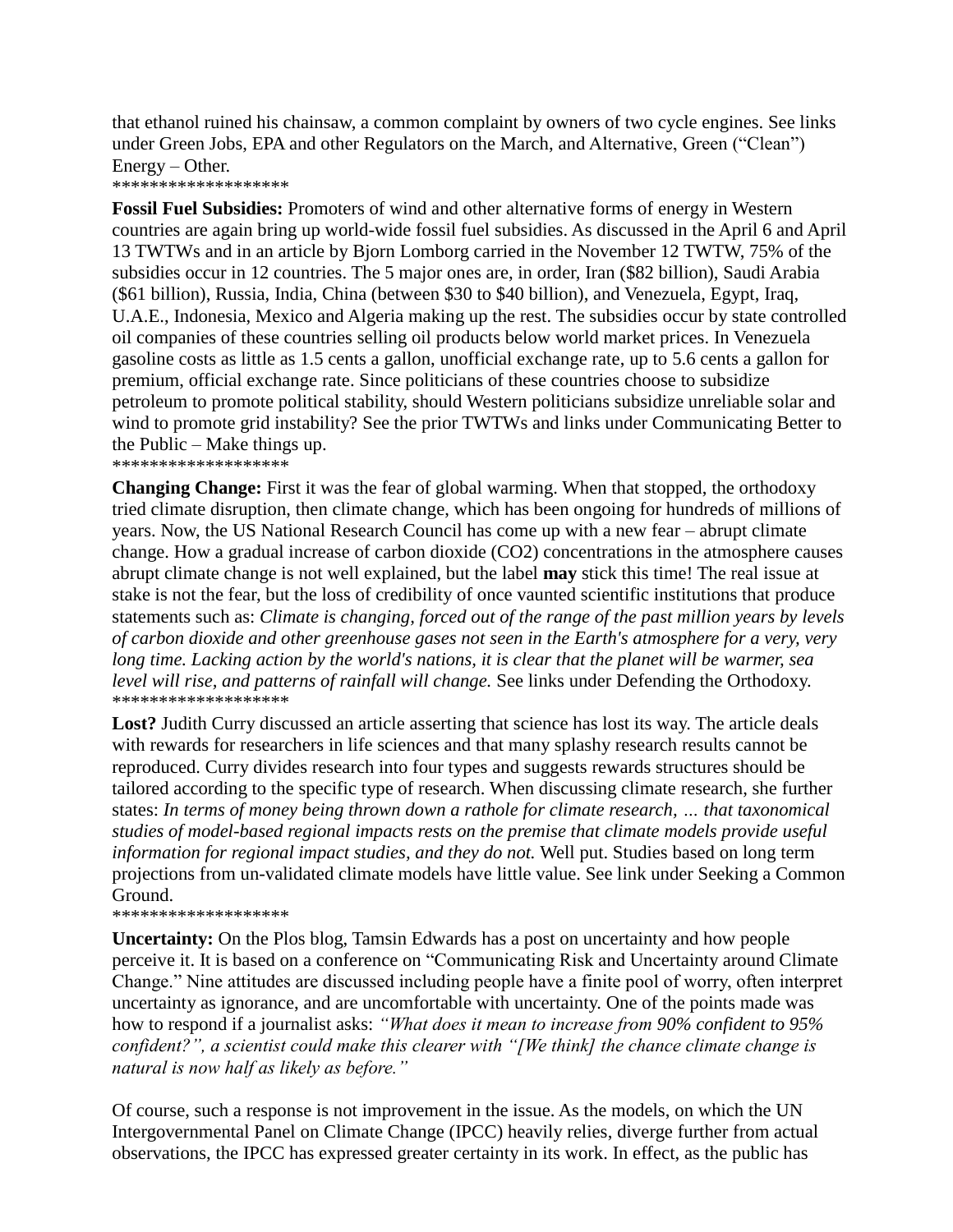that ethanol ruined his chainsaw, a common complaint by owners of two cycle engines. See links under Green Jobs, EPA and other Regulators on the March, and Alternative, Green ("Clean") Energy – Other.

*******************

**Fossil Fuel Subsidies:** Promoters of wind and other alternative forms of energy in Western countries are again bring up world-wide fossil fuel subsidies. As discussed in the April 6 and April 13 TWTWs and in an article by Bjorn Lomborg carried in the November 12 TWTW, 75% of the subsidies occur in 12 countries. The 5 major ones are, in order, Iran ($82 billion), Saudi Arabia ($61 billion), Russia, India, China (between $30 to $40 billion), and Venezuela, Egypt, Iraq, U.A.E., Indonesia, Mexico and Algeria making up the rest. The subsidies occur by state controlled oil companies of these countries selling oil products below world market prices. In Venezuela gasoline costs as little as 1.5 cents a gallon, unofficial exchange rate, up to 5.6 cents a gallon for premium, official exchange rate. Since politicians of these countries choose to subsidize petroleum to promote political stability, should Western politicians subsidize unreliable solar and wind to promote grid instability? See the prior TWTWs and links under Communicating Better to the Public – Make things up.

*******************

**Changing Change:** First it was the fear of global warming. When that stopped, the orthodoxy tried climate disruption, then climate change, which has been ongoing for hundreds of millions of years. Now, the US National Research Council has come up with a new fear – abrupt climate change. How a gradual increase of carbon dioxide ($CO_2$) concentrations in the atmosphere causes abrupt climate change is not well explained, but the label **may** stick this time! The real issue at stake is not the fear, but the loss of credibility of once vaunted scientific institutions that produce statements such as: *Climate is changing, forced out of the range of the past million years by levels of carbon dioxide and other greenhouse gases not seen in the Earth's atmosphere for a very, very long time. Lacking action by the world's nations, it is clear that the planet will be warmer, sea level will rise, and patterns of rainfall will change.* See links under Defending the Orthodoxy.

*******************

**Lost?** Judith Curry discussed an article asserting that science has lost its way. The article deals with rewards for researchers in life sciences and that many splashy research results cannot be reproduced. Curry divides research into four types and suggests rewards structures should be tailored according to the specific type of research. When discussing climate research, she further states: *In terms of money being thrown down a rathole for climate research, … that taxonomical studies of model-based regional impacts rests on the premise that climate models provide useful information for regional impact studies, and they do not.* Well put. Studies based on long term projections from un-validated climate models have little value. See link under Seeking a Common Ground.

*******************

**Uncertainty:** On the Plos blog, Tamsin Edwards has a post on uncertainty and how people perceive it. It is based on a conference on "Communicating Risk and Uncertainty around Climate Change." Nine attitudes are discussed including people have a finite pool of worry, often interpret uncertainty as ignorance, and are uncomfortable with uncertainty. One of the points made was how to respond if a journalist asks: *"What does it mean to increase from 90% confident to 95% confident?", a scientist could make this clearer with "[We think] the chance climate change is natural is now half as likely as before."*

Of course, such a response is not improvement in the issue. As the models, on which the UN Intergovernmental Panel on Climate Change (IPCC) heavily relies, diverge further from actual observations, the IPCC has expressed greater certainty in its work. In effect, as the public has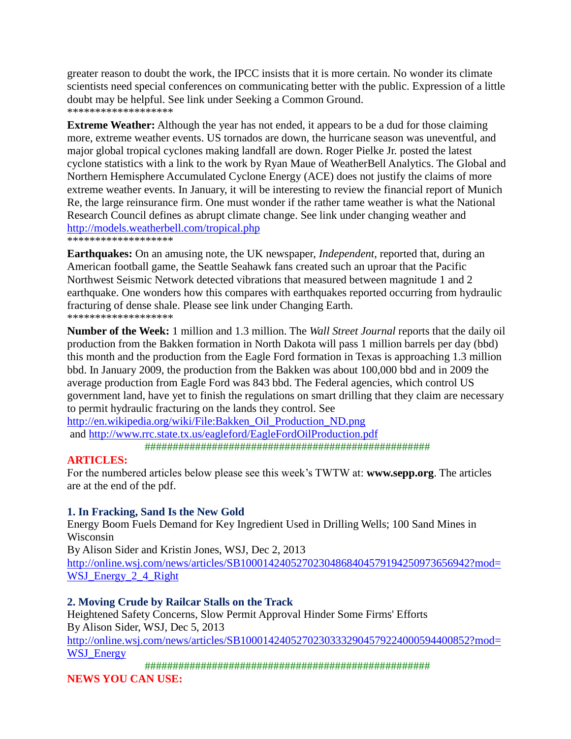greater reason to doubt the work, the IPCC insists that it is more certain. No wonder its climate scientists need special conferences on communicating better with the public. Expression of a little doubt may be helpful. See link under Seeking a Common Ground.
*******************

**Extreme Weather:** Although the year has not ended, it appears to be a dud for those claiming more, extreme weather events. US tornados are down, the hurricane season was uneventful, and major global tropical cyclones making landfall are down. Roger Pielke Jr. posted the latest cyclone statistics with a link to the work by Ryan Maue of WeatherBell Analytics. The Global and Northern Hemisphere Accumulated Cyclone Energy (ACE) does not justify the claims of more extreme weather events. In January, it will be interesting to review the financial report of Munich Re, the large reinsurance firm. One must wonder if the rather tame weather is what the National Research Council defines as abrupt climate change. See link under changing weather and http://models.weatherbell.com/tropical.php
*******************

**Earthquakes:** On an amusing note, the UK newspaper, *Independent*, reported that, during an American football game, the Seattle Seahawk fans created such an uproar that the Pacific Northwest Seismic Network detected vibrations that measured between magnitude 1 and 2 earthquake. One wonders how this compares with earthquakes reported occurring from hydraulic fracturing of dense shale. Please see link under Changing Earth.
*******************

**Number of the Week:** 1 million and 1.3 million. The *Wall Street Journal* reports that the daily oil production from the Bakken formation in North Dakota will pass 1 million barrels per day (bbd) this month and the production from the Eagle Ford formation in Texas is approaching 1.3 million bbd. In January 2009, the production from the Bakken was about 100,000 bbd and in 2009 the average production from Eagle Ford was 843 bbd. The Federal agencies, which control US government land, have yet to finish the regulations on smart drilling that they claim are necessary to permit hydraulic fracturing on the lands they control. See http://en.wikipedia.org/wiki/File:Bakken_Oil_Production_ND.png and http://www.rrc.state.tx.us/eagleford/EagleFordOilProduction.pdf

###################################################

## ARTICLES:

For the numbered articles below please see this week's TWTW at: **www.sepp.org**. The articles are at the end of the pdf.

### 1. In Fracking, Sand Is the New Gold

Energy Boom Fuels Demand for Key Ingredient Used in Drilling Wells; 100 Sand Mines in Wisconsin
By Alison Sider and Kristin Jones, WSJ, Dec 2, 2013
http://online.wsj.com/news/articles/SB10001424052702304868404579194250973656942?mod=WSJ_Energy_2_4_Right

### 2. Moving Crude by Railcar Stalls on the Track

Heightened Safety Concerns, Slow Permit Approval Hinder Some Firms' Efforts
By Alison Sider, WSJ, Dec 5, 2013
http://online.wsj.com/news/articles/SB10001424052702303332904579224000594400852?mod=WSJ_Energy

###################################################

## NEWS YOU CAN USE: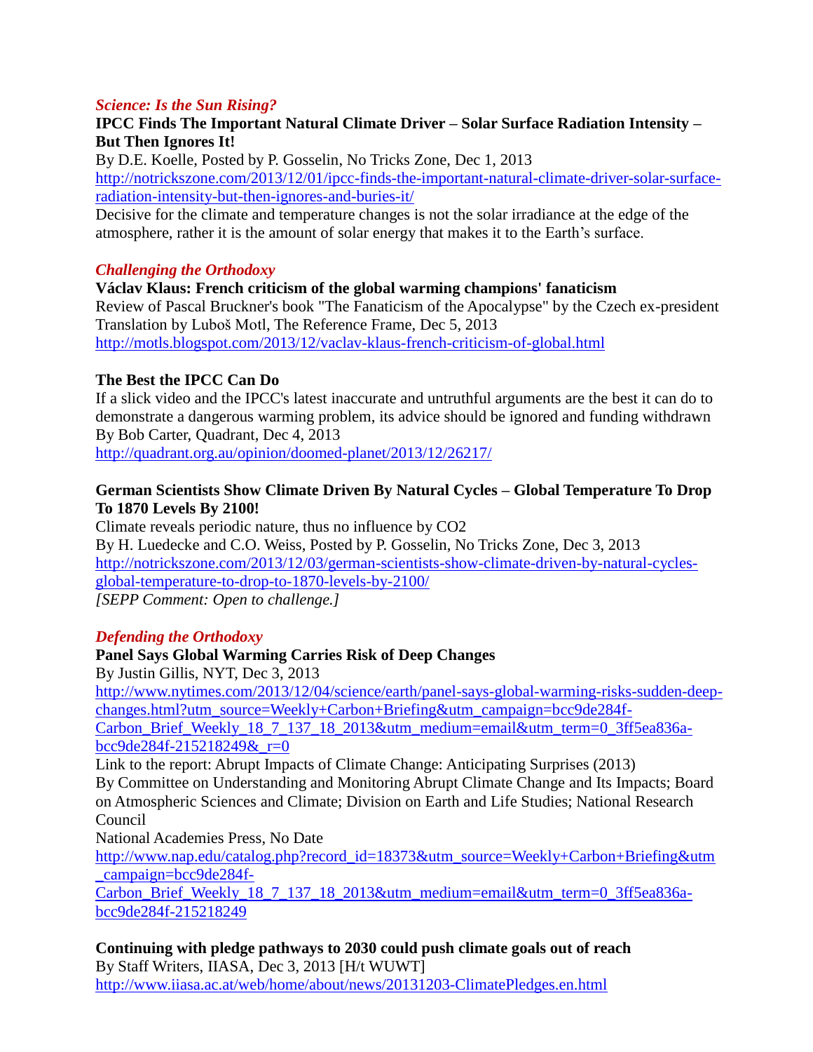### *Science: Is the Sun Rising?*

**IPCC Finds The Important Natural Climate Driver – Solar Surface Radiation Intensity – But Then Ignores It!**

By D.E. Koelle, Posted by P. Gosselin, No Tricks Zone, Dec 1, 2013

http://notrickszone.com/2013/12/01/ipcc-finds-the-important-natural-climate-driver-solar-surface-radiation-intensity-but-then-ignores-and-buries-it/

Decisive for the climate and temperature changes is not the solar irradiance at the edge of the atmosphere, rather it is the amount of solar energy that makes it to the Earth's surface.

### *Challenging the Orthodoxy*

**Václav Klaus: French criticism of the global warming champions' fanaticism**

Review of Pascal Bruckner's book "The Fanaticism of the Apocalypse" by the Czech ex-president

Translation by Luboš Motl, The Reference Frame, Dec 5, 2013

http://motls.blogspot.com/2013/12/vaclav-klaus-french-criticism-of-global.html

**The Best the IPCC Can Do**

If a slick video and the IPCC's latest inaccurate and untruthful arguments are the best it can do to demonstrate a dangerous warming problem, its advice should be ignored and funding withdrawn

By Bob Carter, Quadrant, Dec 4, 2013

http://quadrant.org.au/opinion/doomed-planet/2013/12/26217/

**German Scientists Show Climate Driven By Natural Cycles – Global Temperature To Drop To 1870 Levels By 2100!**

Climate reveals periodic nature, thus no influence by CO2

By H. Luedecke and C.O. Weiss, Posted by P. Gosselin, No Tricks Zone, Dec 3, 2013

http://notrickszone.com/2013/12/03/german-scientists-show-climate-driven-by-natural-cycles-global-temperature-to-drop-to-1870-levels-by-2100/

*[SEPP Comment: Open to challenge.]*

### *Defending the Orthodoxy*

**Panel Says Global Warming Carries Risk of Deep Changes**

By Justin Gillis, NYT, Dec 3, 2013

http://www.nytimes.com/2013/12/04/science/earth/panel-says-global-warming-risks-sudden-deep-changes.html?utm_source=Weekly+Carbon+Briefing&utm_campaign=bcc9de284f-Carbon_Brief_Weekly_18_7_137_18_2013&utm_medium=email&utm_term=0_3ff5ea836a-bcc9de284f-215218249&_r=0

Link to the report: Abrupt Impacts of Climate Change: Anticipating Surprises (2013)

By Committee on Understanding and Monitoring Abrupt Climate Change and Its Impacts; Board on Atmospheric Sciences and Climate; Division on Earth and Life Studies; National Research Council

National Academies Press, No Date

http://www.nap.edu/catalog.php?record_id=18373&utm_source=Weekly+Carbon+Briefing&utm_campaign=bcc9de284f-Carbon_Brief_Weekly_18_7_137_18_2013&utm_medium=email&utm_term=0_3ff5ea836a-bcc9de284f-215218249

**Continuing with pledge pathways to 2030 could push climate goals out of reach**

By Staff Writers, IIASA, Dec 3, 2013 [H/t WUWT]

http://www.iiasa.ac.at/web/home/about/news/20131203-ClimatePledges.en.html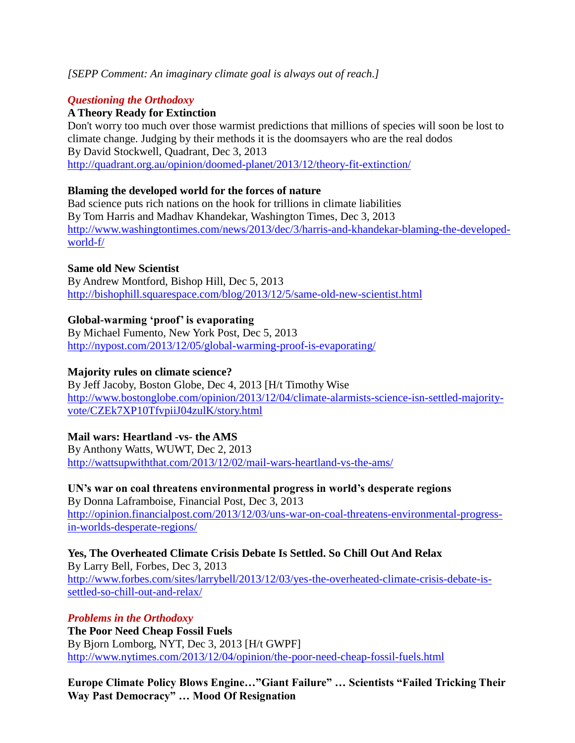*[SEPP Comment: An imaginary climate goal is always out of reach.]*

### *Questioning the Orthodoxy*

**A Theory Ready for Extinction**

Don't worry too much over those warmist predictions that millions of species will soon be lost to climate change. Judging by their methods it is the doomsayers who are the real dodos

By David Stockwell, Quadrant, Dec 3, 2013

http://quadrant.org.au/opinion/doomed-planet/2013/12/theory-fit-extinction/

**Blaming the developed world for the forces of nature**

Bad science puts rich nations on the hook for trillions in climate liabilities

By Tom Harris and Madhav Khandekar, Washington Times, Dec 3, 2013

http://www.washingtontimes.com/news/2013/dec/3/harris-and-khandekar-blaming-the-developed-world-f/

**Same old New Scientist**

By Andrew Montford, Bishop Hill, Dec 5, 2013

http://bishophill.squarespace.com/blog/2013/12/5/same-old-new-scientist.html

**Global-warming 'proof' is evaporating**

By Michael Fumento, New York Post, Dec 5, 2013

http://nypost.com/2013/12/05/global-warming-proof-is-evaporating/

**Majority rules on climate science?**

By Jeff Jacoby, Boston Globe, Dec 4, 2013 [H/t Timothy Wise

http://www.bostonglobe.com/opinion/2013/12/04/climate-alarmists-science-isn-settled-majority-vote/CZEk7XP10TfvpiiJ04zulK/story.html

**Mail wars: Heartland -vs- the AMS**

By Anthony Watts, WUWT, Dec 2, 2013

http://wattsupwiththat.com/2013/12/02/mail-wars-heartland-vs-the-ams/

**UN's war on coal threatens environmental progress in world's desperate regions**

By Donna Laframboise, Financial Post, Dec 3, 2013

http://opinion.financialpost.com/2013/12/03/uns-war-on-coal-threatens-environmental-progress-in-worlds-desperate-regions/

**Yes, The Overheated Climate Crisis Debate Is Settled. So Chill Out And Relax**

By Larry Bell, Forbes, Dec 3, 2013

http://www.forbes.com/sites/larrybell/2013/12/03/yes-the-overheated-climate-crisis-debate-is-settled-so-chill-out-and-relax/

### *Problems in the Orthodoxy*

**The Poor Need Cheap Fossil Fuels**

By Bjorn Lomborg, NYT, Dec 3, 2013 [H/t GWPF]

http://www.nytimes.com/2013/12/04/opinion/the-poor-need-cheap-fossil-fuels.html

**Europe Climate Policy Blows Engine…"Giant Failure" … Scientists "Failed Tricking Their Way Past Democracy" … Mood Of Resignation**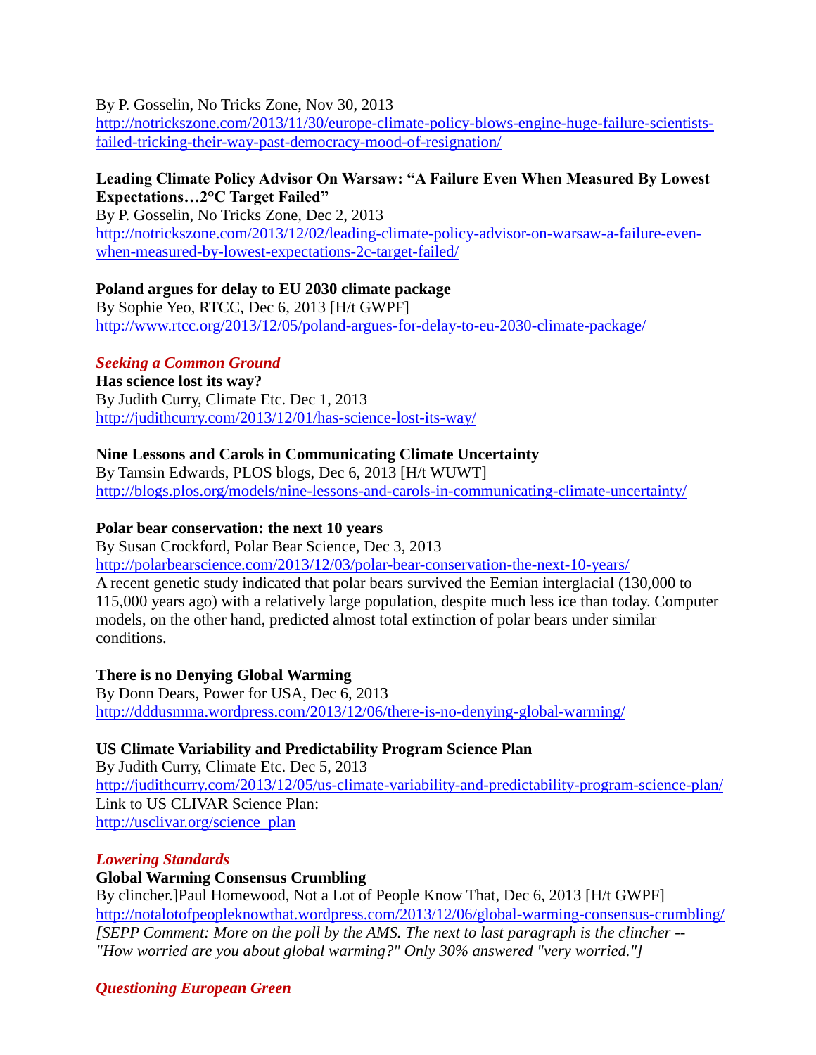By P. Gosselin, No Tricks Zone, Nov 30, 2013
http://notrickszone.com/2013/11/30/europe-climate-policy-blows-engine-huge-failure-scientists-failed-tricking-their-way-past-democracy-mood-of-resignation/

**Leading Climate Policy Advisor On Warsaw: "A Failure Even When Measured By Lowest Expectations…2°C Target Failed"**
By P. Gosselin, No Tricks Zone, Dec 2, 2013
http://notrickszone.com/2013/12/02/leading-climate-policy-advisor-on-warsaw-a-failure-even-when-measured-by-lowest-expectations-2c-target-failed/

**Poland argues for delay to EU 2030 climate package**
By Sophie Yeo, RTCC, Dec 6, 2013 [H/t GWPF]
http://www.rtcc.org/2013/12/05/poland-argues-for-delay-to-eu-2030-climate-package/

***Seeking a Common Ground***

**Has science lost its way?**
By Judith Curry, Climate Etc. Dec 1, 2013
http://judithcurry.com/2013/12/01/has-science-lost-its-way/

**Nine Lessons and Carols in Communicating Climate Uncertainty**
By Tamsin Edwards, PLOS blogs, Dec 6, 2013 [H/t WUWT]
http://blogs.plos.org/models/nine-lessons-and-carols-in-communicating-climate-uncertainty/

**Polar bear conservation: the next 10 years**
By Susan Crockford, Polar Bear Science, Dec 3, 2013
http://polarbearscience.com/2013/12/03/polar-bear-conservation-the-next-10-years/
A recent genetic study indicated that polar bears survived the Eemian interglacial (130,000 to 115,000 years ago) with a relatively large population, despite much less ice than today. Computer models, on the other hand, predicted almost total extinction of polar bears under similar conditions.

**There is no Denying Global Warming**
By Donn Dears, Power for USA, Dec 6, 2013
http://dddusmma.wordpress.com/2013/12/06/there-is-no-denying-global-warming/

**US Climate Variability and Predictability Program Science Plan**
By Judith Curry, Climate Etc. Dec 5, 2013
http://judithcurry.com/2013/12/05/us-climate-variability-and-predictability-program-science-plan/
Link to US CLIVAR Science Plan:
http://usclivar.org/science_plan

***Lowering Standards***

**Global Warming Consensus Crumbling**
By clincher.]Paul Homewood, Not a Lot of People Know That, Dec 6, 2013 [H/t GWPF]
http://notalotofpeopleknowthat.wordpress.com/2013/12/06/global-warming-consensus-crumbling/
*[SEPP Comment: More on the poll by the AMS. The next to last paragraph is the clincher -- "How worried are you about global warming?" Only 30% answered "very worried."]*

***Questioning European Green***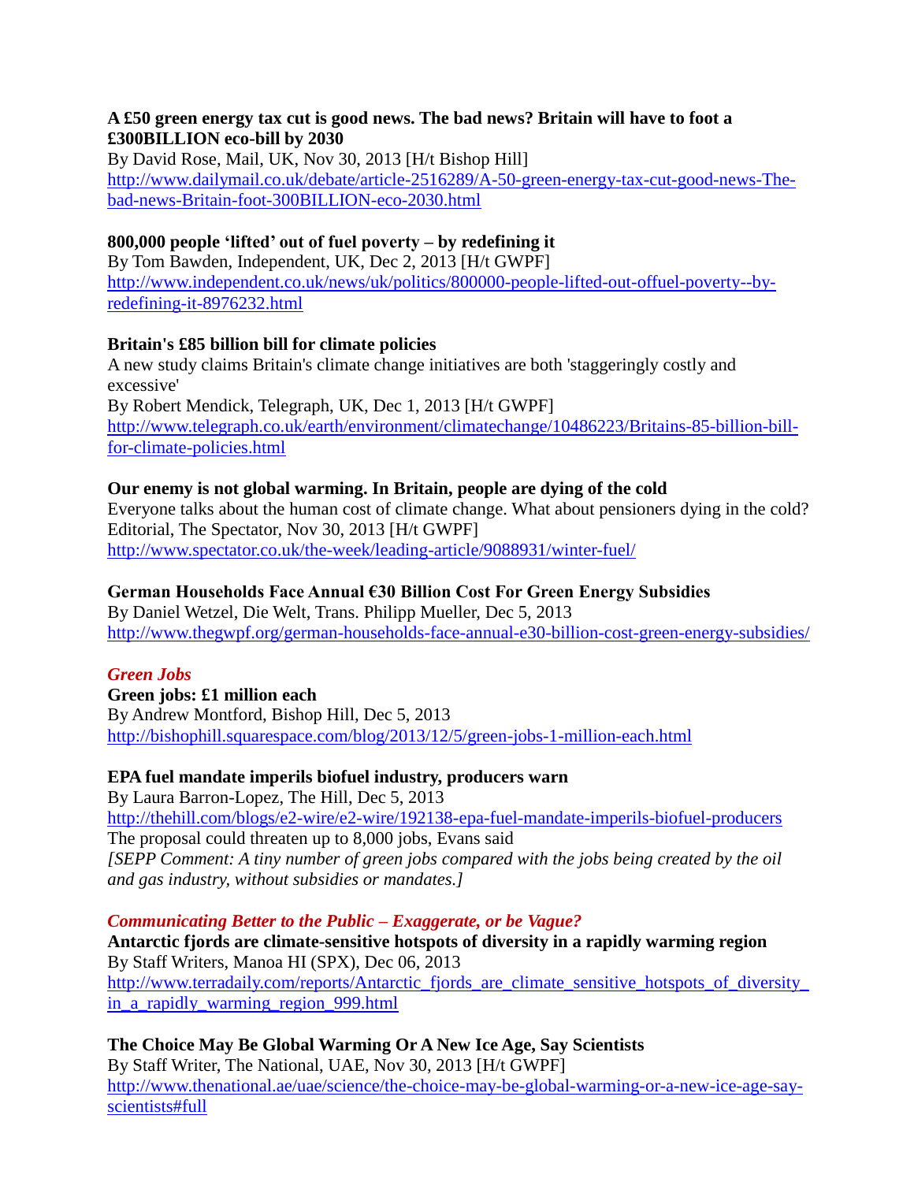**A £50 green energy tax cut is good news. The bad news? Britain will have to foot a £300BILLION eco-bill by 2030**
By David Rose, Mail, UK, Nov 30, 2013 [H/t Bishop Hill]
http://www.dailymail.co.uk/debate/article-2516289/A-50-green-energy-tax-cut-good-news-The-bad-news-Britain-foot-300BILLION-eco-2030.html

**800,000 people 'lifted' out of fuel poverty – by redefining it**
By Tom Bawden, Independent, UK, Dec 2, 2013 [H/t GWPF]
http://www.independent.co.uk/news/uk/politics/800000-people-lifted-out-offuel-poverty--by-redefining-it-8976232.html

**Britain's £85 billion bill for climate policies**
A new study claims Britain's climate change initiatives are both 'staggeringly costly and excessive'
By Robert Mendick, Telegraph, UK, Dec 1, 2013 [H/t GWPF]
http://www.telegraph.co.uk/earth/environment/climatechange/10486223/Britains-85-billion-bill-for-climate-policies.html

**Our enemy is not global warming. In Britain, people are dying of the cold**
Everyone talks about the human cost of climate change. What about pensioners dying in the cold?
Editorial, The Spectator, Nov 30, 2013 [H/t GWPF]
http://www.spectator.co.uk/the-week/leading-article/9088931/winter-fuel/

**German Households Face Annual €30 Billion Cost For Green Energy Subsidies**
By Daniel Wetzel, Die Welt, Trans. Philipp Mueller, Dec 5, 2013
http://www.thegwpf.org/german-households-face-annual-e30-billion-cost-green-energy-subsidies/

***Green Jobs***

**Green jobs: £1 million each**
By Andrew Montford, Bishop Hill, Dec 5, 2013
http://bishophill.squarespace.com/blog/2013/12/5/green-jobs-1-million-each.html

**EPA fuel mandate imperils biofuel industry, producers warn**
By Laura Barron-Lopez, The Hill, Dec 5, 2013
http://thehill.com/blogs/e2-wire/e2-wire/192138-epa-fuel-mandate-imperils-biofuel-producers
The proposal could threaten up to 8,000 jobs, Evans said
*[SEPP Comment: A tiny number of green jobs compared with the jobs being created by the oil and gas industry, without subsidies or mandates.]*

***Communicating Better to the Public – Exaggerate, or be Vague?***

**Antarctic fjords are climate-sensitive hotspots of diversity in a rapidly warming region**
By Staff Writers, Manoa HI (SPX), Dec 06, 2013
http://www.terradaily.com/reports/Antarctic_fjords_are_climate_sensitive_hotspots_of_diversity_in_a_rapidly_warming_region_999.html

**The Choice May Be Global Warming Or A New Ice Age, Say Scientists**
By Staff Writer, The National, UAE, Nov 30, 2013 [H/t GWPF]
http://www.thenational.ae/uae/science/the-choice-may-be-global-warming-or-a-new-ice-age-say-scientists#full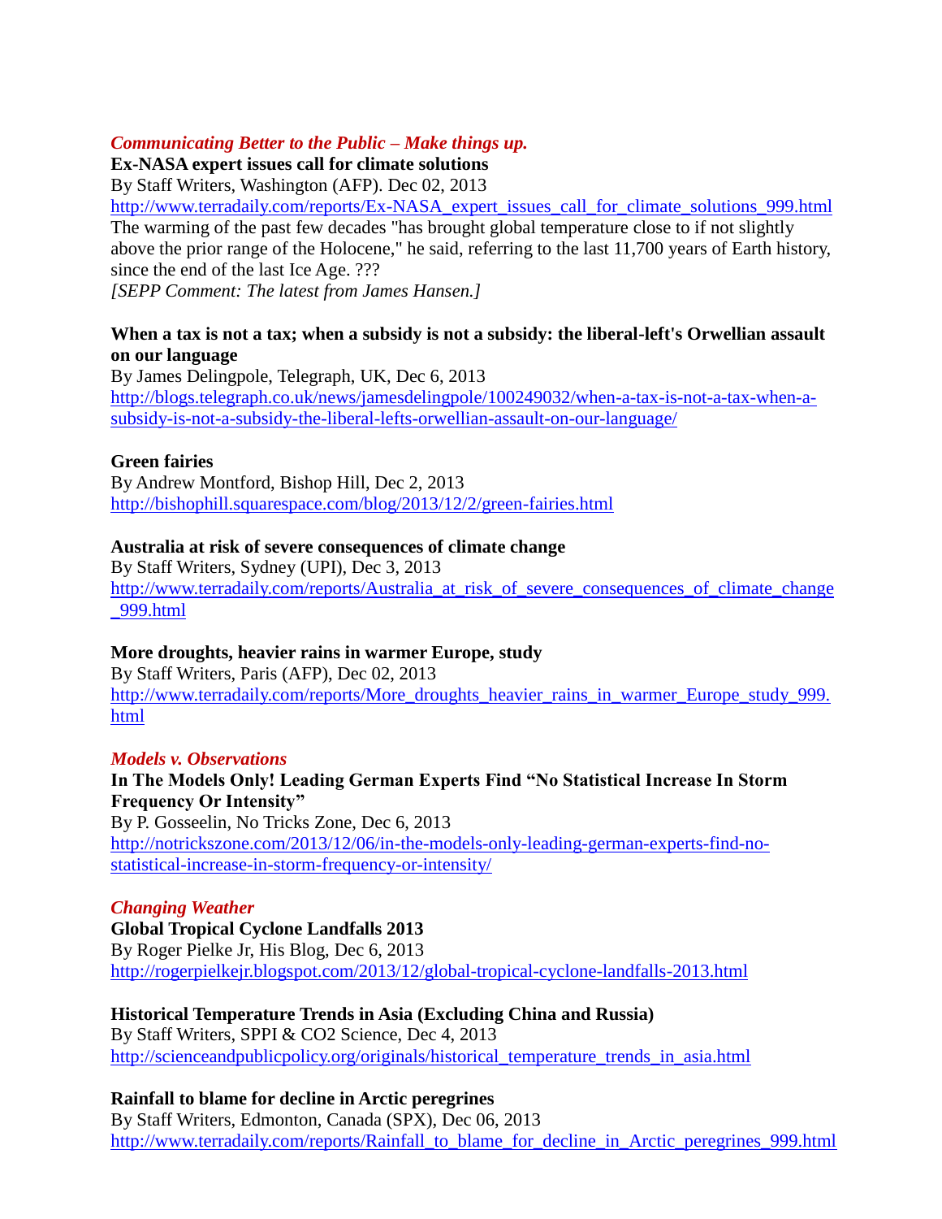*Communicating Better to the Public – Make things up.*

**Ex-NASA expert issues call for climate solutions**

By Staff Writers, Washington (AFP). Dec 02, 2013

http://www.terradaily.com/reports/Ex-NASA_expert_issues_call_for_climate_solutions_999.html

The warming of the past few decades "has brought global temperature close to if not slightly above the prior range of the Holocene," he said, referring to the last 11,700 years of Earth history, since the end of the last Ice Age. ???

*[SEPP Comment: The latest from James Hansen.]*

**When a tax is not a tax; when a subsidy is not a subsidy: the liberal-left's Orwellian assault on our language**

By James Delingpole, Telegraph, UK, Dec 6, 2013

http://blogs.telegraph.co.uk/news/jamesdelingpole/100249032/when-a-tax-is-not-a-tax-when-a-subsidy-is-not-a-subsidy-the-liberal-lefts-orwellian-assault-on-our-language/

**Green fairies**

By Andrew Montford, Bishop Hill, Dec 2, 2013

http://bishophill.squarespace.com/blog/2013/12/2/green-fairies.html

**Australia at risk of severe consequences of climate change**

By Staff Writers, Sydney (UPI), Dec 3, 2013

http://www.terradaily.com/reports/Australia_at_risk_of_severe_consequences_of_climate_change_999.html

**More droughts, heavier rains in warmer Europe, study**

By Staff Writers, Paris (AFP), Dec 02, 2013

http://www.terradaily.com/reports/More_droughts_heavier_rains_in_warmer_Europe_study_999.html

*Models v. Observations*

**In The Models Only! Leading German Experts Find "No Statistical Increase In Storm Frequency Or Intensity"**

By P. Gosseelin, No Tricks Zone, Dec 6, 2013

http://notrickszone.com/2013/12/06/in-the-models-only-leading-german-experts-find-no-statistical-increase-in-storm-frequency-or-intensity/

*Changing Weather*

**Global Tropical Cyclone Landfalls 2013**

By Roger Pielke Jr, His Blog, Dec 6, 2013

http://rogerpielkejr.blogspot.com/2013/12/global-tropical-cyclone-landfalls-2013.html

**Historical Temperature Trends in Asia (Excluding China and Russia)**

By Staff Writers, SPPI & CO2 Science, Dec 4, 2013

http://scienceandpublicpolicy.org/originals/historical_temperature_trends_in_asia.html

**Rainfall to blame for decline in Arctic peregrines**

By Staff Writers, Edmonton, Canada (SPX), Dec 06, 2013

http://www.terradaily.com/reports/Rainfall_to_blame_for_decline_in_Arctic_peregrines_999.html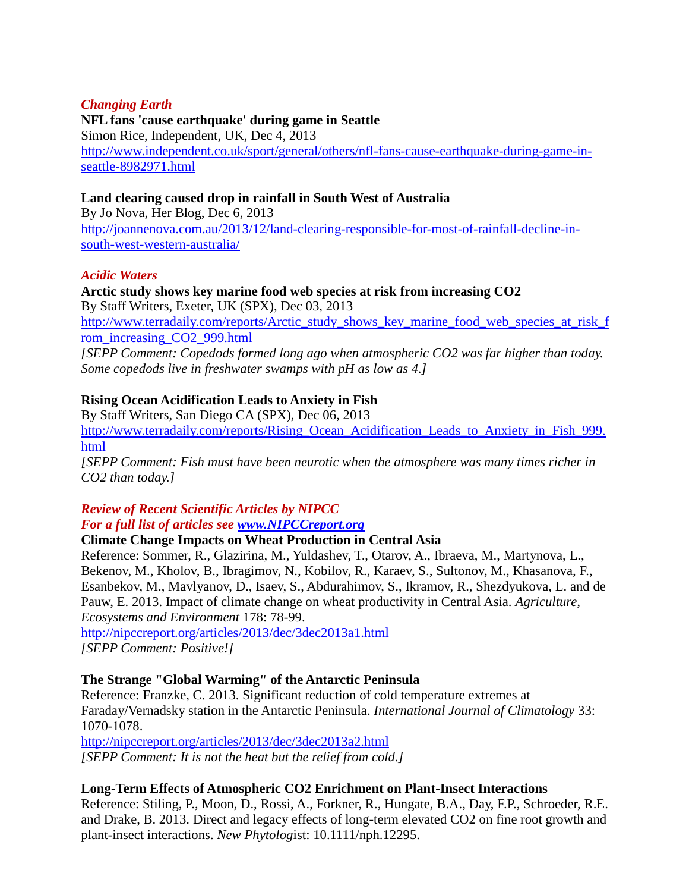### *Changing Earth*

**NFL fans 'cause earthquake' during game in Seattle**
Simon Rice, Independent, UK, Dec 4, 2013
http://www.independent.co.uk/sport/general/others/nfl-fans-cause-earthquake-during-game-in-seattle-8982971.html

**Land clearing caused drop in rainfall in South West of Australia**
By Jo Nova, Her Blog, Dec 6, 2013
http://joannenova.com.au/2013/12/land-clearing-responsible-for-most-of-rainfall-decline-in-south-west-western-australia/

### *Acidic Waters*

**Arctic study shows key marine food web species at risk from increasing CO2**
By Staff Writers, Exeter, UK (SPX), Dec 03, 2013
http://www.terradaily.com/reports/Arctic_study_shows_key_marine_food_web_species_at_risk_from_increasing_CO2_999.html
*[SEPP Comment: Copedods formed long ago when atmospheric CO2 was far higher than today. Some copedods live in freshwater swamps with pH as low as 4.]*

**Rising Ocean Acidification Leads to Anxiety in Fish**
By Staff Writers, San Diego CA (SPX), Dec 06, 2013
http://www.terradaily.com/reports/Rising_Ocean_Acidification_Leads_to_Anxiety_in_Fish_999.html
*[SEPP Comment: Fish must have been neurotic when the atmosphere was many times richer in CO2 than today.]*

### *Review of Recent Scientific Articles by NIPCC*
### *For a full list of articles see [www.NIPCCreport.org](http://www.NIPCCreport.org)*

**Climate Change Impacts on Wheat Production in Central Asia**
Reference: Sommer, R., Glazirina, M., Yuldashev, T., Otarov, A., Ibraeva, M., Martynova, L., Bekenov, M., Kholov, B., Ibragimov, N., Kobilov, R., Karaev, S., Sultonov, M., Khasanova, F., Esanbekov, M., Mavlyanov, D., Isaev, S., Abdurahimov, S., Ikramov, R., Shezdyukova, L. and de Pauw, E. 2013. Impact of climate change on wheat productivity in Central Asia. *Agriculture, Ecosystems and Environment* 178: 78-99.
http://nipccreport.org/articles/2013/dec/3dec2013a1.html
*[SEPP Comment: Positive!]*

**The Strange "Global Warming" of the Antarctic Peninsula**
Reference: Franzke, C. 2013. Significant reduction of cold temperature extremes at Faraday/Vernadsky station in the Antarctic Peninsula. *International Journal of Climatology* 33: 1070-1078.
http://nipccreport.org/articles/2013/dec/3dec2013a2.html
*[SEPP Comment: It is not the heat but the relief from cold.]*

**Long-Term Effects of Atmospheric CO2 Enrichment on Plant-Insect Interactions**
Reference: Stiling, P., Moon, D., Rossi, A., Forkner, R., Hungate, B.A., Day, F.P., Schroeder, R.E. and Drake, B. 2013. Direct and legacy effects of long-term elevated CO2 on fine root growth and plant-insect interactions. *New Phytolog*ist: 10.1111/nph.12295.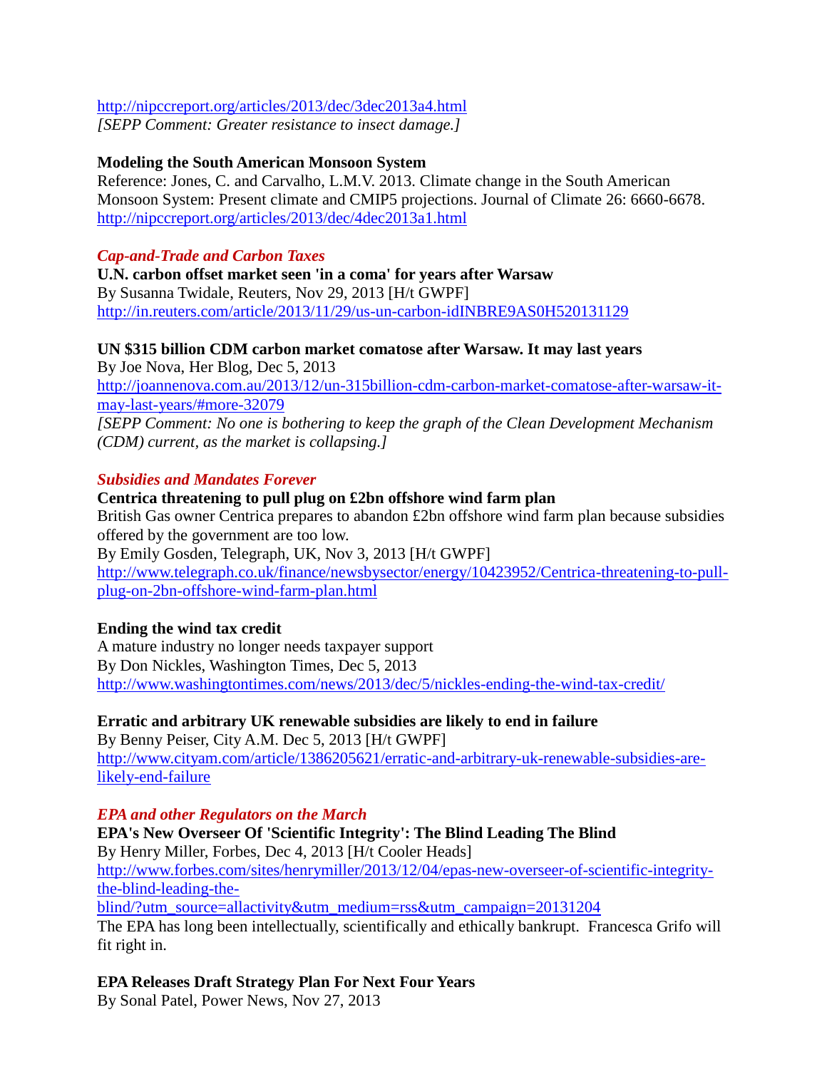http://nipccreport.org/articles/2013/dec/3dec2013a4.html
*[SEPP Comment: Greater resistance to insect damage.]*

**Modeling the South American Monsoon System**
Reference: Jones, C. and Carvalho, L.M.V. 2013. Climate change in the South American Monsoon System: Present climate and CMIP5 projections. Journal of Climate 26: 6660-6678.
http://nipccreport.org/articles/2013/dec/4dec2013a1.html

### *Cap-and-Trade and Carbon Taxes*

**U.N. carbon offset market seen 'in a coma' for years after Warsaw**
By Susanna Twidale, Reuters, Nov 29, 2013 [H/t GWPF]
http://in.reuters.com/article/2013/11/29/us-un-carbon-idINBRE9AS0H520131129

**UN $315 billion CDM carbon market comatose after Warsaw. It may last years**
By Joe Nova, Her Blog, Dec 5, 2013
http://joannenova.com.au/2013/12/un-315billion-cdm-carbon-market-comatose-after-warsaw-it-may-last-years/#more-32079
*[SEPP Comment: No one is bothering to keep the graph of the Clean Development Mechanism (CDM) current, as the market is collapsing.]*

### *Subsidies and Mandates Forever*

**Centrica threatening to pull plug on £2bn offshore wind farm plan**
British Gas owner Centrica prepares to abandon £2bn offshore wind farm plan because subsidies offered by the government are too low.
By Emily Gosden, Telegraph, UK, Nov 3, 2013 [H/t GWPF]
http://www.telegraph.co.uk/finance/newsbysector/energy/10423952/Centrica-threatening-to-pull-plug-on-2bn-offshore-wind-farm-plan.html

**Ending the wind tax credit**
A mature industry no longer needs taxpayer support
By Don Nickles, Washington Times, Dec 5, 2013
http://www.washingtontimes.com/news/2013/dec/5/nickles-ending-the-wind-tax-credit/

**Erratic and arbitrary UK renewable subsidies are likely to end in failure**
By Benny Peiser, City A.M. Dec 5, 2013 [H/t GWPF]
http://www.cityam.com/article/1386205621/erratic-and-arbitrary-uk-renewable-subsidies-are-likely-end-failure

### *EPA and other Regulators on the March*

**EPA's New Overseer Of 'Scientific Integrity': The Blind Leading The Blind**
By Henry Miller, Forbes, Dec 4, 2013 [H/t Cooler Heads]
http://www.forbes.com/sites/henrymiller/2013/12/04/epas-new-overseer-of-scientific-integrity-the-blind-leading-the-blind/?utm_source=allactivity&utm_medium=rss&utm_campaign=20131204
The EPA has long been intellectually, scientifically and ethically bankrupt. Francesca Grifo will fit right in.

**EPA Releases Draft Strategy Plan For Next Four Years**
By Sonal Patel, Power News, Nov 27, 2013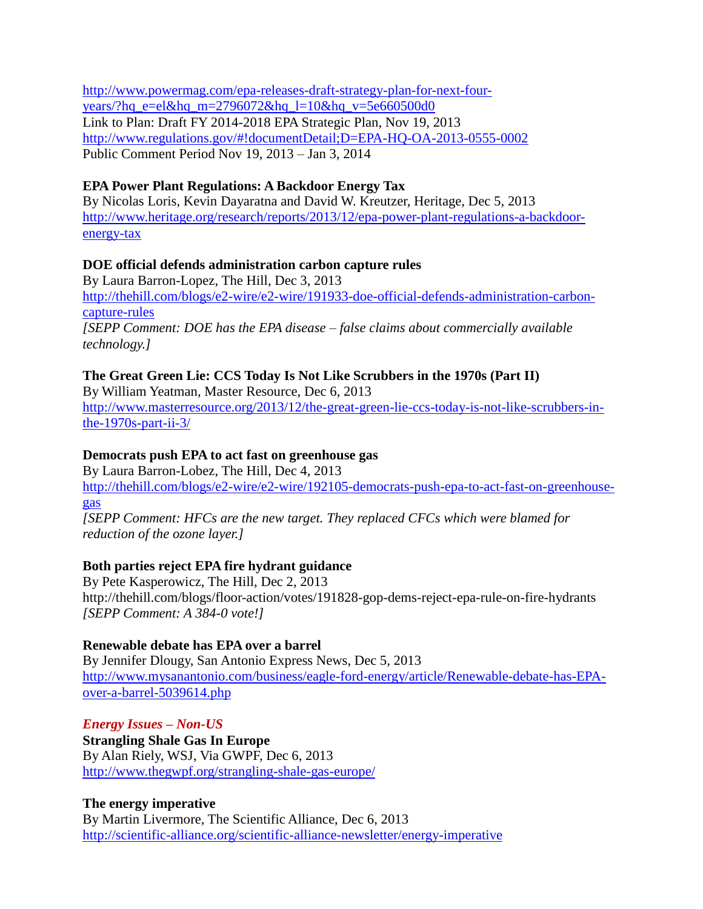http://www.powermag.com/epa-releases-draft-strategy-plan-for-next-four-years/?hq_e=el&hq_m=2796072&hq_l=10&hq_v=5e660500d0
Link to Plan: Draft FY 2014-2018 EPA Strategic Plan, Nov 19, 2013
http://www.regulations.gov/#!documentDetail;D=EPA-HQ-OA-2013-0555-0002
Public Comment Period Nov 19, 2013 – Jan 3, 2014

**EPA Power Plant Regulations: A Backdoor Energy Tax**
By Nicolas Loris, Kevin Dayaratna and David W. Kreutzer, Heritage, Dec 5, 2013
http://www.heritage.org/research/reports/2013/12/epa-power-plant-regulations-a-backdoor-energy-tax

**DOE official defends administration carbon capture rules**
By Laura Barron-Lopez, The Hill, Dec 3, 2013
http://thehill.com/blogs/e2-wire/e2-wire/191933-doe-official-defends-administration-carbon-capture-rules
*[SEPP Comment: DOE has the EPA disease – false claims about commercially available technology.]*

**The Great Green Lie: CCS Today Is Not Like Scrubbers in the 1970s (Part II)**
By William Yeatman, Master Resource, Dec 6, 2013
http://www.masterresource.org/2013/12/the-great-green-lie-ccs-today-is-not-like-scrubbers-in-the-1970s-part-ii-3/

**Democrats push EPA to act fast on greenhouse gas**
By Laura Barron-Lobez, The Hill, Dec 4, 2013
http://thehill.com/blogs/e2-wire/e2-wire/192105-democrats-push-epa-to-act-fast-on-greenhouse-gas
*[SEPP Comment: HFCs are the new target. They replaced CFCs which were blamed for reduction of the ozone layer.]*

**Both parties reject EPA fire hydrant guidance**
By Pete Kasperowicz, The Hill, Dec 2, 2013
http://thehill.com/blogs/floor-action/votes/191828-gop-dems-reject-epa-rule-on-fire-hydrants
*[SEPP Comment: A 384-0 vote!]*

**Renewable debate has EPA over a barrel**
By Jennifer Dlougy, San Antonio Express News, Dec 5, 2013
http://www.mysanantonio.com/business/eagle-ford-energy/article/Renewable-debate-has-EPA-over-a-barrel-5039614.php

***Energy Issues – Non-US***

**Strangling Shale Gas In Europe**
By Alan Riely, WSJ, Via GWPF, Dec 6, 2013
http://www.thegwpf.org/strangling-shale-gas-europe/

**The energy imperative**
By Martin Livermore, The Scientific Alliance, Dec 6, 2013
http://scientific-alliance.org/scientific-alliance-newsletter/energy-imperative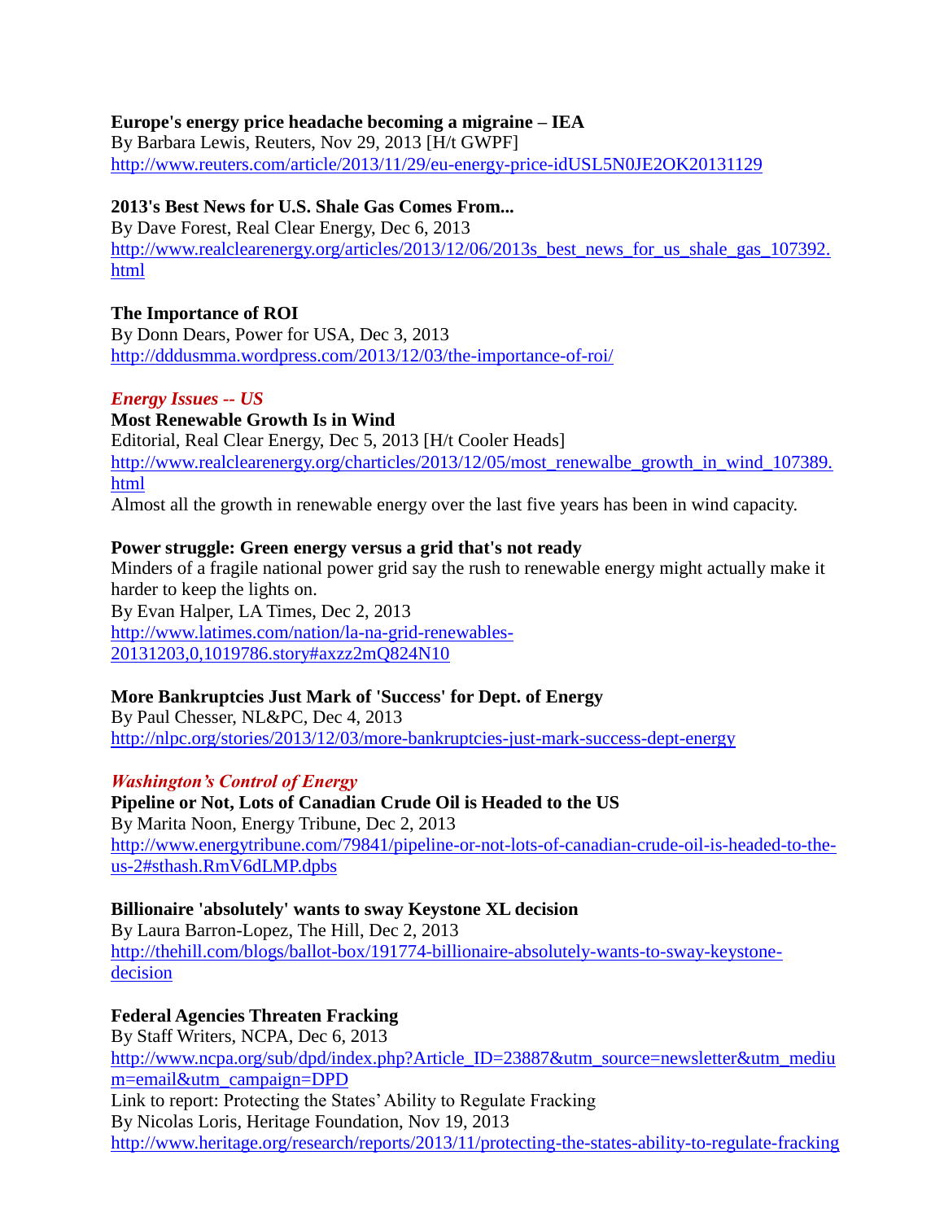**Europe's energy price headache becoming a migraine – IEA**
By Barbara Lewis, Reuters, Nov 29, 2013 [H/t GWPF]
http://www.reuters.com/article/2013/11/29/eu-energy-price-idUSL5N0JE2OK20131129

**2013's Best News for U.S. Shale Gas Comes From...**
By Dave Forest, Real Clear Energy, Dec 6, 2013
http://www.realclearenergy.org/articles/2013/12/06/2013s_best_news_for_us_shale_gas_107392.html

**The Importance of ROI**
By Donn Dears, Power for USA, Dec 3, 2013
http://dddusmma.wordpress.com/2013/12/03/the-importance-of-roi/

***Energy Issues -- US***

**Most Renewable Growth Is in Wind**
Editorial, Real Clear Energy, Dec 5, 2013 [H/t Cooler Heads]
http://www.realclearenergy.org/charticles/2013/12/05/most_renewalbe_growth_in_wind_107389.html
Almost all the growth in renewable energy over the last five years has been in wind capacity.

**Power struggle: Green energy versus a grid that's not ready**
Minders of a fragile national power grid say the rush to renewable energy might actually make it harder to keep the lights on.
By Evan Halper, LA Times, Dec 2, 2013
http://www.latimes.com/nation/la-na-grid-renewables-20131203,0,1019786.story#axzz2mQ824N10

**More Bankruptcies Just Mark of 'Success' for Dept. of Energy**
By Paul Chesser, NL&PC, Dec 4, 2013
http://nlpc.org/stories/2013/12/03/more-bankruptcies-just-mark-success-dept-energy

***Washington's Control of Energy***

**Pipeline or Not, Lots of Canadian Crude Oil is Headed to the US**
By Marita Noon, Energy Tribune, Dec 2, 2013
http://www.energytribune.com/79841/pipeline-or-not-lots-of-canadian-crude-oil-is-headed-to-the-us-2#sthash.RmV6dLMP.dpbs

**Billionaire 'absolutely' wants to sway Keystone XL decision**
By Laura Barron-Lopez, The Hill, Dec 2, 2013
http://thehill.com/blogs/ballot-box/191774-billionaire-absolutely-wants-to-sway-keystone-decision

**Federal Agencies Threaten Fracking**
By Staff Writers, NCPA, Dec 6, 2013
http://www.ncpa.org/sub/dpd/index.php?Article_ID=23887&utm_source=newsletter&utm_medium=email&utm_campaign=DPD
Link to report: Protecting the States' Ability to Regulate Fracking
By Nicolas Loris, Heritage Foundation, Nov 19, 2013
http://www.heritage.org/research/reports/2013/11/protecting-the-states-ability-to-regulate-fracking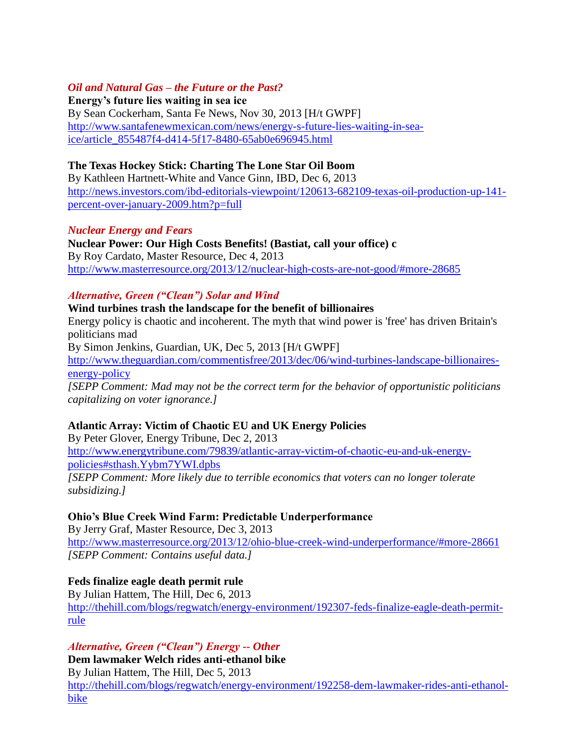### *Oil and Natural Gas – the Future or the Past?*

**Energy's future lies waiting in sea ice**
By Sean Cockerham, Santa Fe News, Nov 30, 2013 [H/t GWPF]
http://www.santafenewmexican.com/news/energy-s-future-lies-waiting-in-sea-ice/article_855487f4-d414-5f17-8480-65ab0e696945.html

**The Texas Hockey Stick: Charting The Lone Star Oil Boom**
By Kathleen Hartnett-White and Vance Ginn, IBD, Dec 6, 2013
http://news.investors.com/ibd-editorials-viewpoint/120613-682109-texas-oil-production-up-141-percent-over-january-2009.htm?p=full

### *Nuclear Energy and Fears*

**Nuclear Power: Our High Costs Benefits! (Bastiat, call your office) c**
By Roy Cardato, Master Resource, Dec 4, 2013
http://www.masterresource.org/2013/12/nuclear-high-costs-are-not-good/#more-28685

### *Alternative, Green ("Clean") Solar and Wind*

**Wind turbines trash the landscape for the benefit of billionaires**
Energy policy is chaotic and incoherent. The myth that wind power is 'free' has driven Britain's politicians mad
By Simon Jenkins, Guardian, UK, Dec 5, 2013 [H/t GWPF]
http://www.theguardian.com/commentisfree/2013/dec/06/wind-turbines-landscape-billionaires-energy-policy
*[SEPP Comment: Mad may not be the correct term for the behavior of opportunistic politicians capitalizing on voter ignorance.]*

**Atlantic Array: Victim of Chaotic EU and UK Energy Policies**
By Peter Glover, Energy Tribune, Dec 2, 2013
http://www.energytribune.com/79839/atlantic-array-victim-of-chaotic-eu-and-uk-energy-policies#sthash.Yybm7YWI.dpbs
*[SEPP Comment: More likely due to terrible economics that voters can no longer tolerate subsidizing.]*

**Ohio's Blue Creek Wind Farm: Predictable Underperformance**
By Jerry Graf, Master Resource, Dec 3, 2013
http://www.masterresource.org/2013/12/ohio-blue-creek-wind-underperformance/#more-28661
*[SEPP Comment: Contains useful data.]*

**Feds finalize eagle death permit rule**
By Julian Hattem, The Hill, Dec 6, 2013
http://thehill.com/blogs/regwatch/energy-environment/192307-feds-finalize-eagle-death-permit-rule

### *Alternative, Green ("Clean") Energy -- Other*

**Dem lawmaker Welch rides anti-ethanol bike**
By Julian Hattem, The Hill, Dec 5, 2013
http://thehill.com/blogs/regwatch/energy-environment/192258-dem-lawmaker-rides-anti-ethanol-bike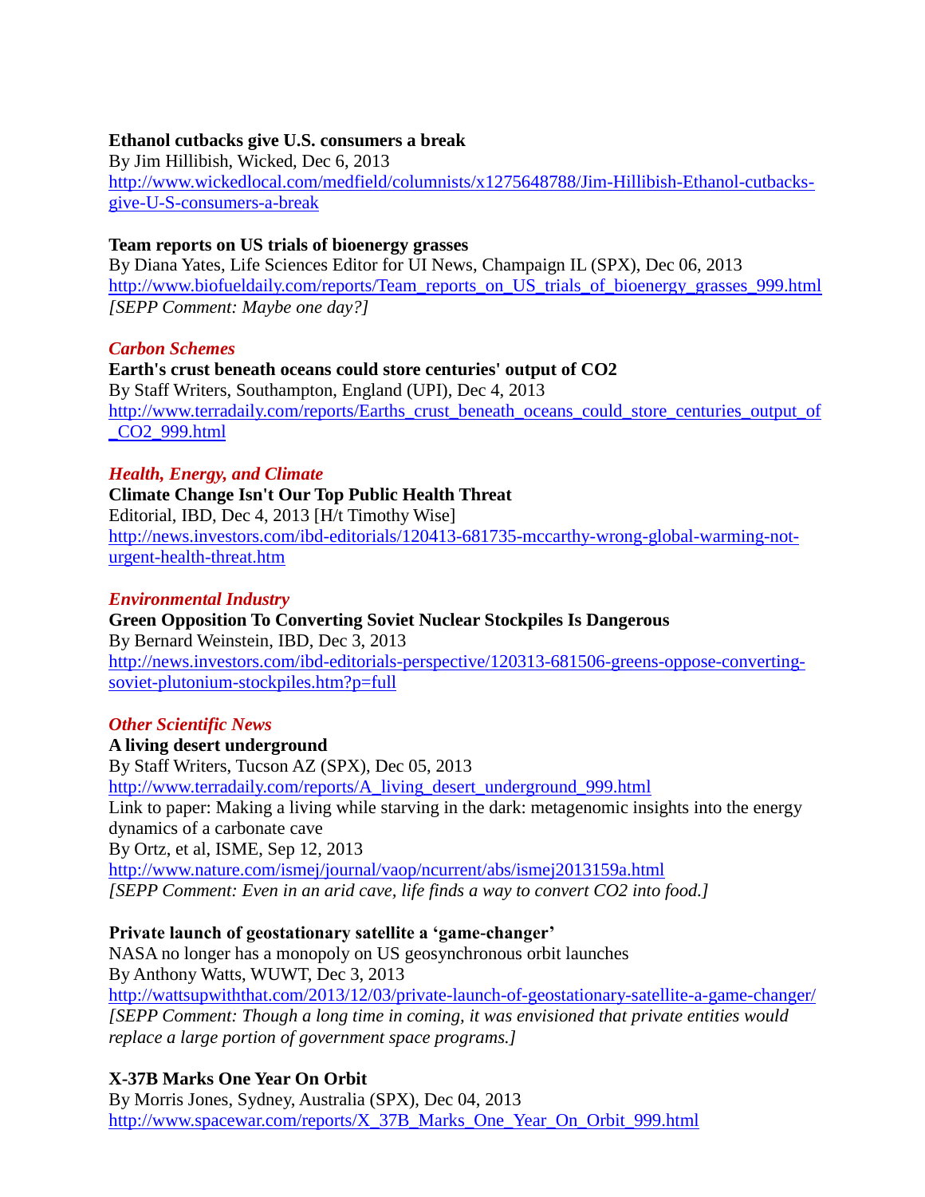**Ethanol cutbacks give U.S. consumers a break**
By Jim Hillibish, Wicked, Dec 6, 2013
http://www.wickedlocal.com/medfield/columnists/x1275648788/Jim-Hillibish-Ethanol-cutbacks-give-U-S-consumers-a-break

**Team reports on US trials of bioenergy grasses**
By Diana Yates, Life Sciences Editor for UI News, Champaign IL (SPX), Dec 06, 2013
http://www.biofueldaily.com/reports/Team_reports_on_US_trials_of_bioenergy_grasses_999.html
*[SEPP Comment: Maybe one day?]*

### *Carbon Schemes*

**Earth's crust beneath oceans could store centuries' output of CO2**
By Staff Writers, Southampton, England (UPI), Dec 4, 2013
http://www.terradaily.com/reports/Earths_crust_beneath_oceans_could_store_centuries_output_of_CO2_999.html

### *Health, Energy, and Climate*

**Climate Change Isn't Our Top Public Health Threat**
Editorial, IBD, Dec 4, 2013 [H/t Timothy Wise]
http://news.investors.com/ibd-editorials/120413-681735-mccarthy-wrong-global-warming-not-urgent-health-threat.htm

### *Environmental Industry*

**Green Opposition To Converting Soviet Nuclear Stockpiles Is Dangerous**
By Bernard Weinstein, IBD, Dec 3, 2013
http://news.investors.com/ibd-editorials-perspective/120313-681506-greens-oppose-converting-soviet-plutonium-stockpiles.htm?p=full

### *Other Scientific News*

**A living desert underground**
By Staff Writers, Tucson AZ (SPX), Dec 05, 2013
http://www.terradaily.com/reports/A_living_desert_underground_999.html
Link to paper: Making a living while starving in the dark: metagenomic insights into the energy dynamics of a carbonate cave
By Ortz, et al, ISME, Sep 12, 2013
http://www.nature.com/ismej/journal/vaop/ncurrent/abs/ismej2013159a.html
*[SEPP Comment: Even in an arid cave, life finds a way to convert CO2 into food.]*

**Private launch of geostationary satellite a 'game-changer'**
NASA no longer has a monopoly on US geosynchronous orbit launches
By Anthony Watts, WUWT, Dec 3, 2013
http://wattsupwiththat.com/2013/12/03/private-launch-of-geostationary-satellite-a-game-changer/
*[SEPP Comment: Though a long time in coming, it was envisioned that private entities would replace a large portion of government space programs.]*

**X-37B Marks One Year On Orbit**
By Morris Jones, Sydney, Australia (SPX), Dec 04, 2013
http://www.spacewar.com/reports/X_37B_Marks_One_Year_On_Orbit_999.html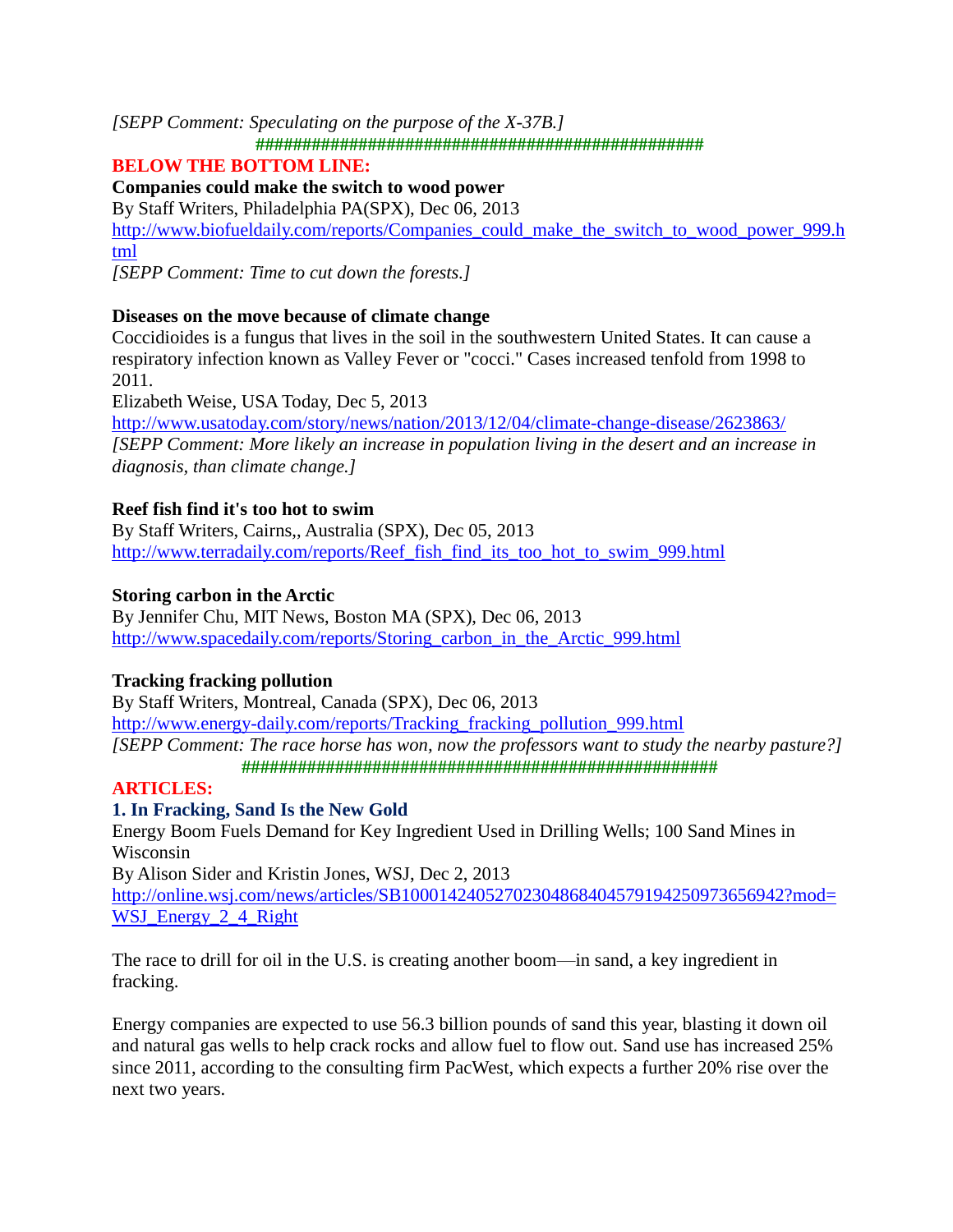*[SEPP Comment: Speculating on the purpose of the X-37B.]*

###################################################

## BELOW THE BOTTOM LINE:

**Companies could make the switch to wood power**
By Staff Writers, Philadelphia PA(SPX), Dec 06, 2013
http://www.biofueldaily.com/reports/Companies_could_make_the_switch_to_wood_power_999.html
*[SEPP Comment: Time to cut down the forests.]*

**Diseases on the move because of climate change**
Coccidioides is a fungus that lives in the soil in the southwestern United States. It can cause a respiratory infection known as Valley Fever or "cocci." Cases increased tenfold from 1998 to 2011.
Elizabeth Weise, USA Today, Dec 5, 2013
http://www.usatoday.com/story/news/nation/2013/12/04/climate-change-disease/2623863/
*[SEPP Comment: More likely an increase in population living in the desert and an increase in diagnosis, than climate change.]*

**Reef fish find it's too hot to swim**
By Staff Writers, Cairns,, Australia (SPX), Dec 05, 2013
http://www.terradaily.com/reports/Reef_fish_find_its_too_hot_to_swim_999.html

**Storing carbon in the Arctic**
By Jennifer Chu, MIT News, Boston MA (SPX), Dec 06, 2013
http://www.spacedaily.com/reports/Storing_carbon_in_the_Arctic_999.html

**Tracking fracking pollution**
By Staff Writers, Montreal, Canada (SPX), Dec 06, 2013
http://www.energy-daily.com/reports/Tracking_fracking_pollution_999.html
*[SEPP Comment: The race horse has won, now the professors want to study the nearby pasture?]*

#####################################################

## ARTICLES:

### 1. In Fracking, Sand Is the New Gold

Energy Boom Fuels Demand for Key Ingredient Used in Drilling Wells; 100 Sand Mines in Wisconsin
By Alison Sider and Kristin Jones, WSJ, Dec 2, 2013
http://online.wsj.com/news/articles/SB10001424052702304868404579194250973656942?mod=WSJ_Energy_2_4_Right

The race to drill for oil in the U.S. is creating another boom—in sand, a key ingredient in fracking.

Energy companies are expected to use 56.3 billion pounds of sand this year, blasting it down oil and natural gas wells to help crack rocks and allow fuel to flow out. Sand use has increased 25% since 2011, according to the consulting firm PacWest, which expects a further 20% rise over the next two years.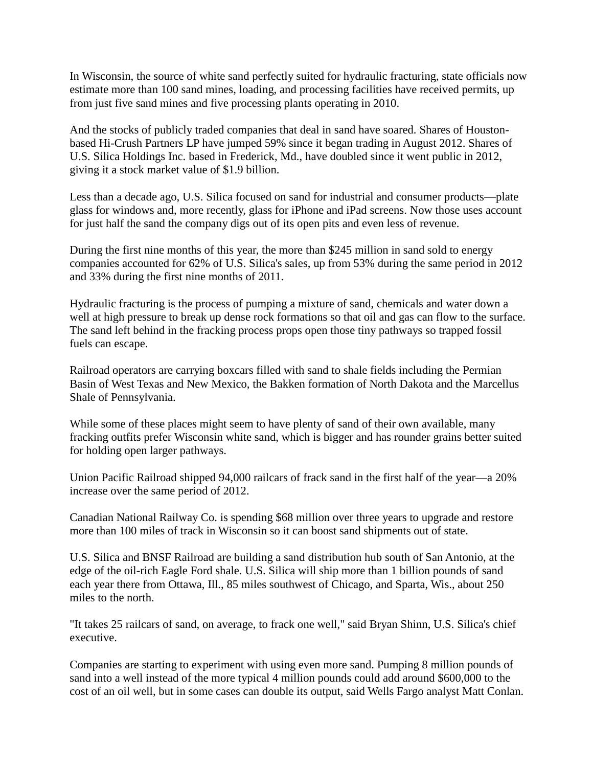In Wisconsin, the source of white sand perfectly suited for hydraulic fracturing, state officials now estimate more than 100 sand mines, loading, and processing facilities have received permits, up from just five sand mines and five processing plants operating in 2010.

And the stocks of publicly traded companies that deal in sand have soared. Shares of Houston-based Hi-Crush Partners LP have jumped 59% since it began trading in August 2012. Shares of U.S. Silica Holdings Inc. based in Frederick, Md., have doubled since it went public in 2012, giving it a stock market value of $1.9 billion.

Less than a decade ago, U.S. Silica focused on sand for industrial and consumer products—plate glass for windows and, more recently, glass for iPhone and iPad screens. Now those uses account for just half the sand the company digs out of its open pits and even less of revenue.

During the first nine months of this year, the more than $245 million in sand sold to energy companies accounted for 62% of U.S. Silica's sales, up from 53% during the same period in 2012 and 33% during the first nine months of 2011.

Hydraulic fracturing is the process of pumping a mixture of sand, chemicals and water down a well at high pressure to break up dense rock formations so that oil and gas can flow to the surface. The sand left behind in the fracking process props open those tiny pathways so trapped fossil fuels can escape.

Railroad operators are carrying boxcars filled with sand to shale fields including the Permian Basin of West Texas and New Mexico, the Bakken formation of North Dakota and the Marcellus Shale of Pennsylvania.

While some of these places might seem to have plenty of sand of their own available, many fracking outfits prefer Wisconsin white sand, which is bigger and has rounder grains better suited for holding open larger pathways.

Union Pacific Railroad shipped 94,000 railcars of frack sand in the first half of the year—a 20% increase over the same period of 2012.

Canadian National Railway Co. is spending $68 million over three years to upgrade and restore more than 100 miles of track in Wisconsin so it can boost sand shipments out of state.

U.S. Silica and BNSF Railroad are building a sand distribution hub south of San Antonio, at the edge of the oil-rich Eagle Ford shale. U.S. Silica will ship more than 1 billion pounds of sand each year there from Ottawa, Ill., 85 miles southwest of Chicago, and Sparta, Wis., about 250 miles to the north.

"It takes 25 railcars of sand, on average, to frack one well," said Bryan Shinn, U.S. Silica's chief executive.

Companies are starting to experiment with using even more sand. Pumping 8 million pounds of sand into a well instead of the more typical 4 million pounds could add around $600,000 to the cost of an oil well, but in some cases can double its output, said Wells Fargo analyst Matt Conlan.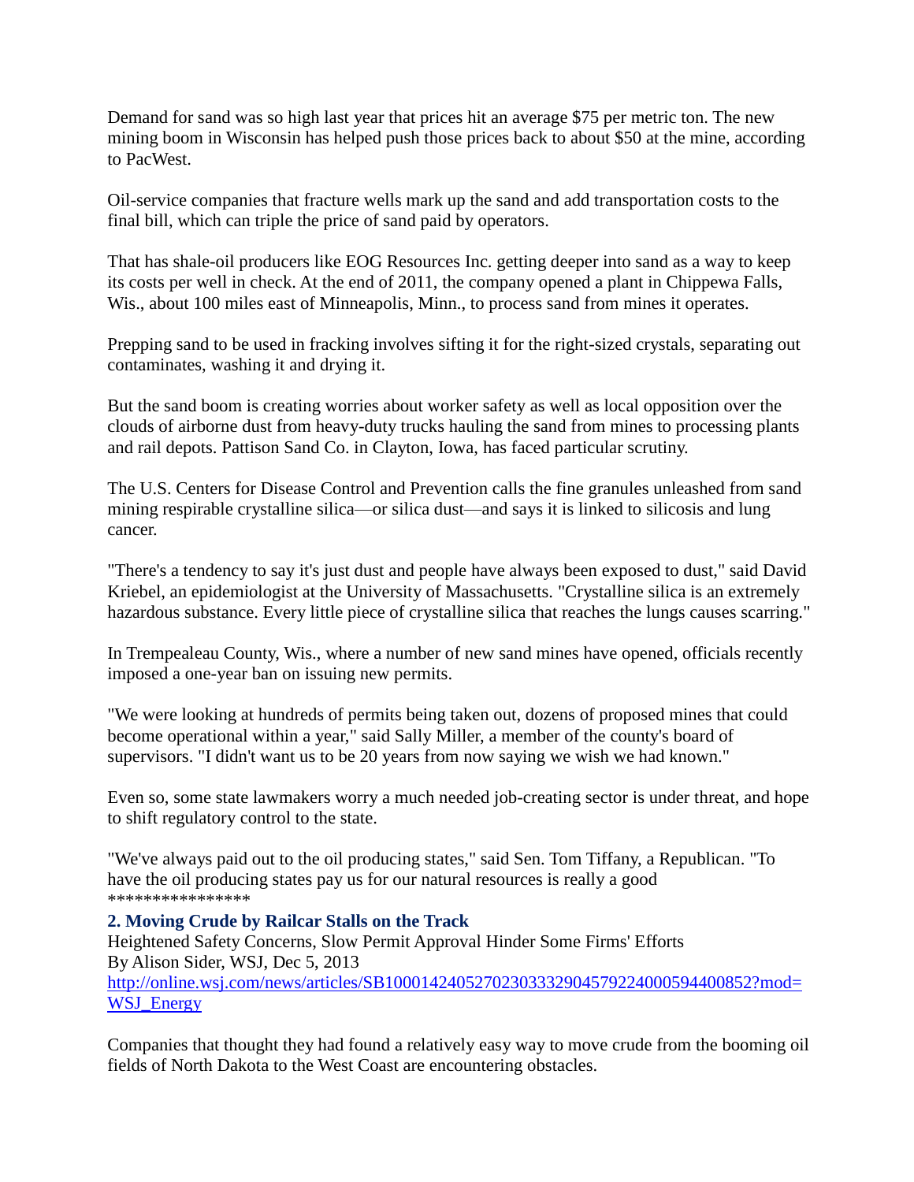Demand for sand was so high last year that prices hit an average $75 per metric ton. The new mining boom in Wisconsin has helped push those prices back to about $50 at the mine, according to PacWest.

Oil-service companies that fracture wells mark up the sand and add transportation costs to the final bill, which can triple the price of sand paid by operators.

That has shale-oil producers like EOG Resources Inc. getting deeper into sand as a way to keep its costs per well in check. At the end of 2011, the company opened a plant in Chippewa Falls, Wis., about 100 miles east of Minneapolis, Minn., to process sand from mines it operates.

Prepping sand to be used in fracking involves sifting it for the right-sized crystals, separating out contaminates, washing it and drying it.

But the sand boom is creating worries about worker safety as well as local opposition over the clouds of airborne dust from heavy-duty trucks hauling the sand from mines to processing plants and rail depots. Pattison Sand Co. in Clayton, Iowa, has faced particular scrutiny.

The U.S. Centers for Disease Control and Prevention calls the fine granules unleashed from sand mining respirable crystalline silica—or silica dust—and says it is linked to silicosis and lung cancer.

"There's a tendency to say it's just dust and people have always been exposed to dust," said David Kriebel, an epidemiologist at the University of Massachusetts. "Crystalline silica is an extremely hazardous substance. Every little piece of crystalline silica that reaches the lungs causes scarring."

In Trempealeau County, Wis., where a number of new sand mines have opened, officials recently imposed a one-year ban on issuing new permits.

"We were looking at hundreds of permits being taken out, dozens of proposed mines that could become operational within a year," said Sally Miller, a member of the county's board of supervisors. "I didn't want us to be 20 years from now saying we wish we had known."

Even so, some state lawmakers worry a much needed job-creating sector is under threat, and hope to shift regulatory control to the state.

"We've always paid out to the oil producing states," said Sen. Tom Tiffany, a Republican. "To have the oil producing states pay us for our natural resources is really a good
****************

### 2. Moving Crude by Railcar Stalls on the Track

Heightened Safety Concerns, Slow Permit Approval Hinder Some Firms' Efforts
By Alison Sider, WSJ, Dec 5, 2013
[http://online.wsj.com/news/articles/SB10001424052702303332904579224000594400852?mod=WSJ_Energy](http://online.wsj.com/news/articles/SB10001424052702303332904579224000594400852?mod=WSJ_Energy)

Companies that thought they had found a relatively easy way to move crude from the booming oil fields of North Dakota to the West Coast are encountering obstacles.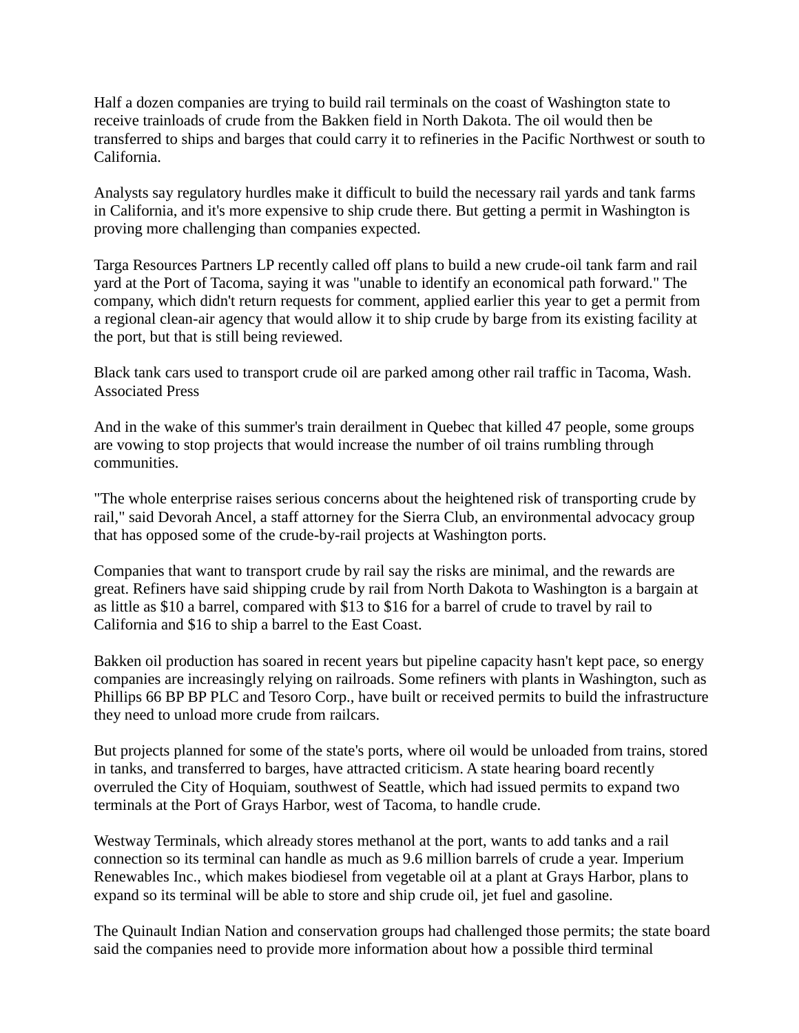Half a dozen companies are trying to build rail terminals on the coast of Washington state to receive trainloads of crude from the Bakken field in North Dakota. The oil would then be transferred to ships and barges that could carry it to refineries in the Pacific Northwest or south to California.

Analysts say regulatory hurdles make it difficult to build the necessary rail yards and tank farms in California, and it's more expensive to ship crude there. But getting a permit in Washington is proving more challenging than companies expected.

Targa Resources Partners LP recently called off plans to build a new crude-oil tank farm and rail yard at the Port of Tacoma, saying it was "unable to identify an economical path forward." The company, which didn't return requests for comment, applied earlier this year to get a permit from a regional clean-air agency that would allow it to ship crude by barge from its existing facility at the port, but that is still being reviewed.

Black tank cars used to transport crude oil are parked among other rail traffic in Tacoma, Wash. Associated Press

And in the wake of this summer's train derailment in Quebec that killed 47 people, some groups are vowing to stop projects that would increase the number of oil trains rumbling through communities.

"The whole enterprise raises serious concerns about the heightened risk of transporting crude by rail," said Devorah Ancel, a staff attorney for the Sierra Club, an environmental advocacy group that has opposed some of the crude-by-rail projects at Washington ports.

Companies that want to transport crude by rail say the risks are minimal, and the rewards are great. Refiners have said shipping crude by rail from North Dakota to Washington is a bargain at as little as $10 a barrel, compared with $13 to $16 for a barrel of crude to travel by rail to California and $16 to ship a barrel to the East Coast.

Bakken oil production has soared in recent years but pipeline capacity hasn't kept pace, so energy companies are increasingly relying on railroads. Some refiners with plants in Washington, such as Phillips 66 BP BP PLC and Tesoro Corp., have built or received permits to build the infrastructure they need to unload more crude from railcars.

But projects planned for some of the state's ports, where oil would be unloaded from trains, stored in tanks, and transferred to barges, have attracted criticism. A state hearing board recently overruled the City of Hoquiam, southwest of Seattle, which had issued permits to expand two terminals at the Port of Grays Harbor, west of Tacoma, to handle crude.

Westway Terminals, which already stores methanol at the port, wants to add tanks and a rail connection so its terminal can handle as much as 9.6 million barrels of crude a year. Imperium Renewables Inc., which makes biodiesel from vegetable oil at a plant at Grays Harbor, plans to expand so its terminal will be able to store and ship crude oil, jet fuel and gasoline.

The Quinault Indian Nation and conservation groups had challenged those permits; the state board said the companies need to provide more information about how a possible third terminal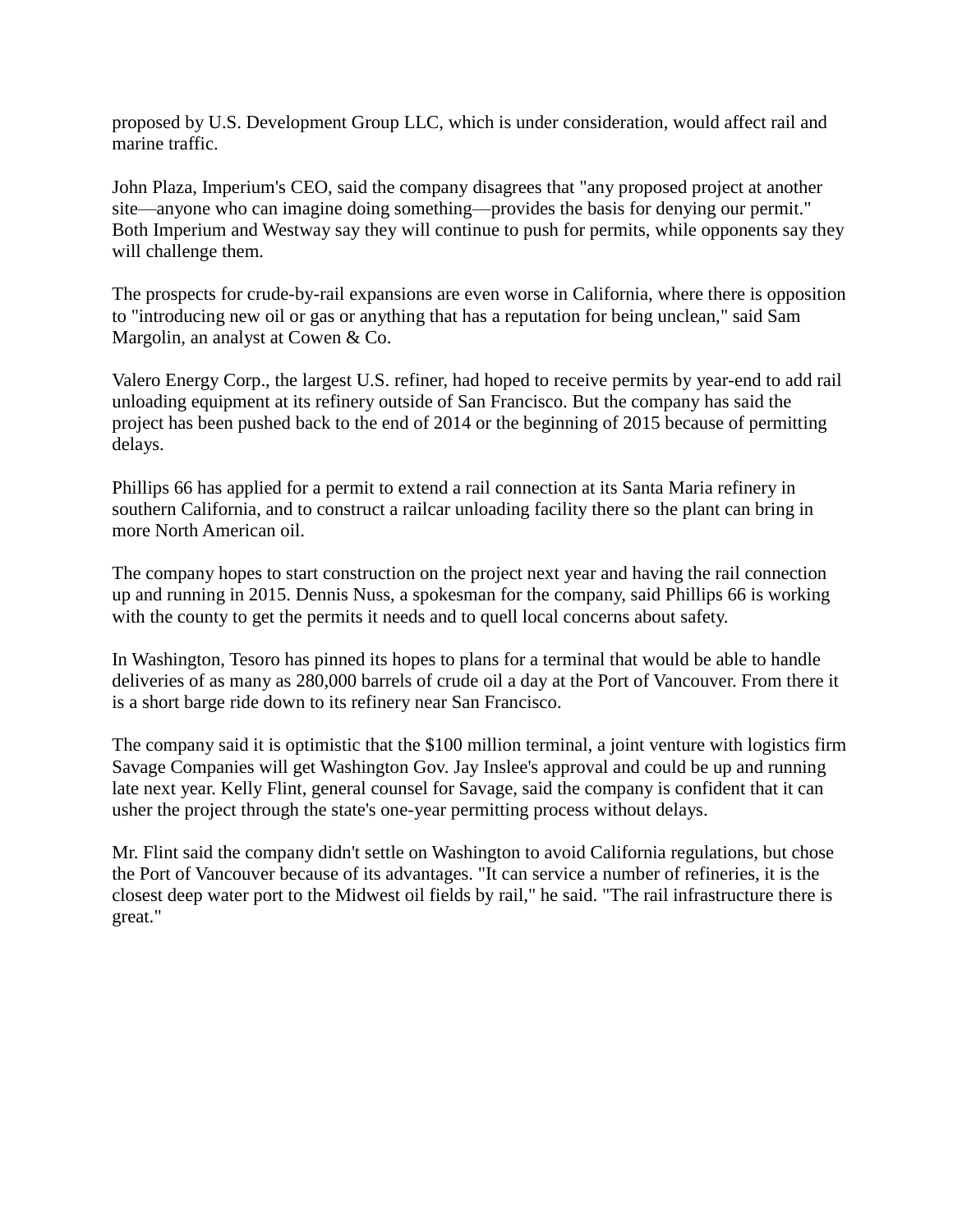proposed by U.S. Development Group LLC, which is under consideration, would affect rail and marine traffic.

John Plaza, Imperium's CEO, said the company disagrees that "any proposed project at another site—anyone who can imagine doing something—provides the basis for denying our permit." Both Imperium and Westway say they will continue to push for permits, while opponents say they will challenge them.

The prospects for crude-by-rail expansions are even worse in California, where there is opposition to "introducing new oil or gas or anything that has a reputation for being unclean," said Sam Margolin, an analyst at Cowen & Co.

Valero Energy Corp., the largest U.S. refiner, had hoped to receive permits by year-end to add rail unloading equipment at its refinery outside of San Francisco. But the company has said the project has been pushed back to the end of 2014 or the beginning of 2015 because of permitting delays.

Phillips 66 has applied for a permit to extend a rail connection at its Santa Maria refinery in southern California, and to construct a railcar unloading facility there so the plant can bring in more North American oil.

The company hopes to start construction on the project next year and having the rail connection up and running in 2015. Dennis Nuss, a spokesman for the company, said Phillips 66 is working with the county to get the permits it needs and to quell local concerns about safety.

In Washington, Tesoro has pinned its hopes to plans for a terminal that would be able to handle deliveries of as many as 280,000 barrels of crude oil a day at the Port of Vancouver. From there it is a short barge ride down to its refinery near San Francisco.

The company said it is optimistic that the $100 million terminal, a joint venture with logistics firm Savage Companies will get Washington Gov. Jay Inslee's approval and could be up and running late next year. Kelly Flint, general counsel for Savage, said the company is confident that it can usher the project through the state's one-year permitting process without delays.

Mr. Flint said the company didn't settle on Washington to avoid California regulations, but chose the Port of Vancouver because of its advantages. "It can service a number of refineries, it is the closest deep water port to the Midwest oil fields by rail," he said. "The rail infrastructure there is great."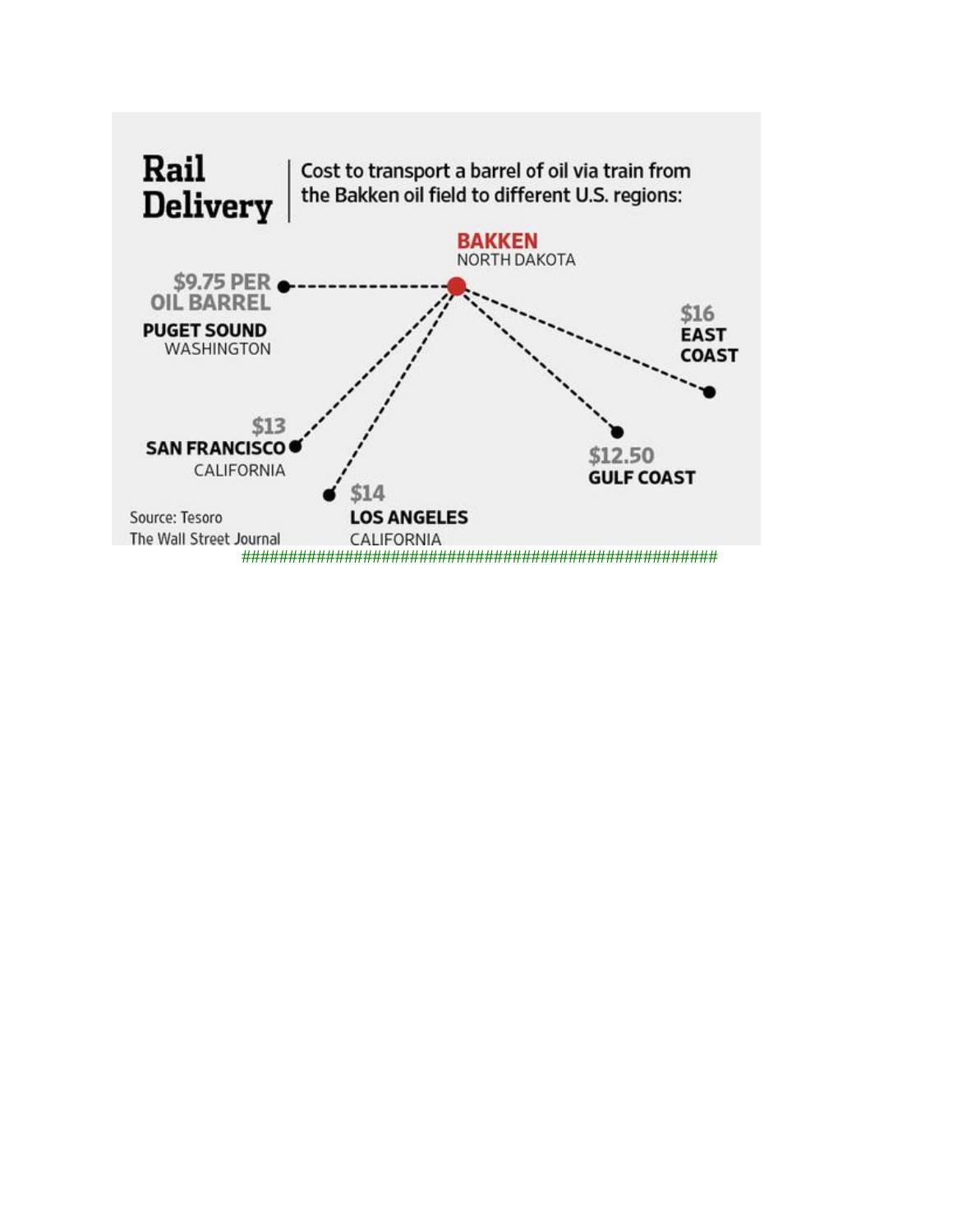**Rail Delivery**

Cost to transport a barrel of oil via train from the Bakken oil field to different U.S. regions:

BAKKEN
NORTH DAKOTA

$9.75 PER OIL BARREL
PUGET SOUND
WASHINGTON

$16
EAST COAST

$13
SAN FRANCISCO
CALIFORNIA

$12.50
GULF COAST

$14
LOS ANGELES
CALIFORNIA

Source: Tesoro
The Wall Street Journal

#####################################################